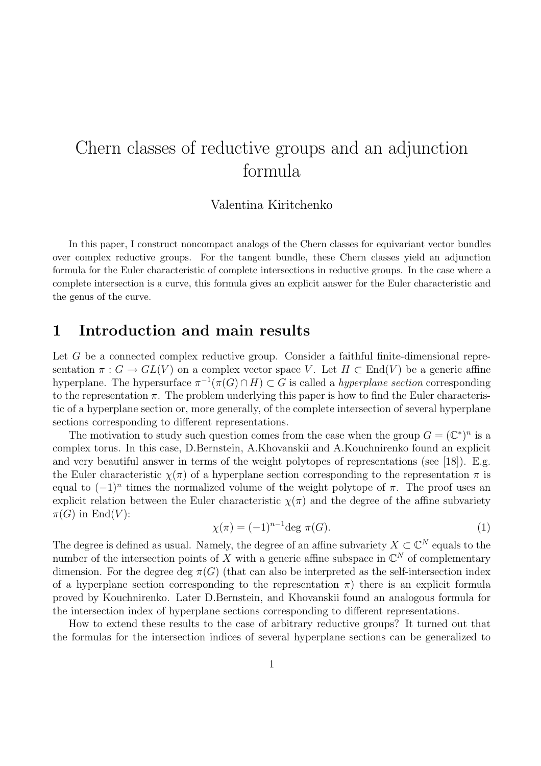# Chern classes of reductive groups and an adjunction formula

Valentina Kiritchenko

In this paper, I construct noncompact analogs of the Chern classes for equivariant vector bundles over complex reductive groups. For the tangent bundle, these Chern classes yield an adjunction formula for the Euler characteristic of complete intersections in reductive groups. In the case where a complete intersection is a curve, this formula gives an explicit answer for the Euler characteristic and the genus of the curve.

## 1 Introduction and main results

Let $G$ be a connected complex reductive group. Consider a faithful finite-dimensional representation $\pi : G \to GL(V)$ on a complex vector space $V$. Let $H \subset \mathrm{End}(V)$ be a generic affine hyperplane. The hypersurface $\pi^{-1}(\pi(G) \cap H) \subset G$ is called a *hyperplane section* corresponding to the representation $\pi$. The problem underlying this paper is how to find the Euler characteristic of a hyperplane section or, more generally, of the complete intersection of several hyperplane sections corresponding to different representations.

The motivation to study such question comes from the case when the group $G = (\mathbb{C}^*)^n$ is a complex torus. In this case, D.Bernstein, A.Khovanskii and A.Kouchnirenko found an explicit and very beautiful answer in terms of the weight polytopes of representations (see [18]). E.g. the Euler characteristic $\chi(\pi)$ of a hyperplane section corresponding to the representation $\pi$ is equal to $(-1)^n$ times the normalized volume of the weight polytope of $\pi$. The proof uses an explicit relation between the Euler characteristic $\chi(\pi)$ and the degree of the affine subvariety $\pi(G)$ in $\mathrm{End}(V)$:

$$\chi(\pi) = (-1)^{n-1}\mathrm{deg}\ \pi(G). \tag{1}$$

The degree is defined as usual. Namely, the degree of an affine subvariety $X \subset \mathbb{C}^N$ equals to the number of the intersection points of $X$ with a generic affine subspace in $\mathbb{C}^N$ of complementary dimension. For the degree $\mathrm{deg}\ \pi(G)$ (that can also be interpreted as the self-intersection index of a hyperplane section corresponding to the representation $\pi$) there is an explicit formula proved by Kouchnirenko. Later D.Bernstein, and Khovanskii found an analogous formula for the intersection index of hyperplane sections corresponding to different representations.

How to extend these results to the case of arbitrary reductive groups? It turned out that the formulas for the intersection indices of several hyperplane sections can be generalized to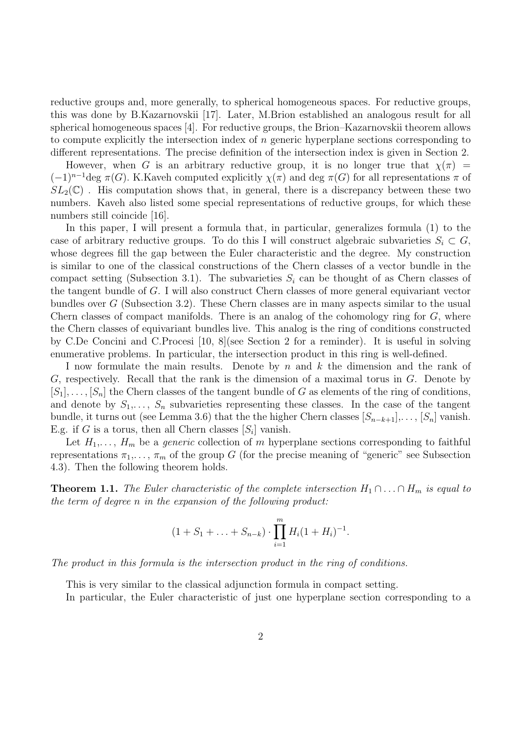reductive groups and, more generally, to spherical homogeneous spaces. For reductive groups, this was done by B.Kazarnovskii [17]. Later, M.Brion established an analogous result for all spherical homogeneous spaces [4]. For reductive groups, the Brion–Kazarnovskii theorem allows to compute explicitly the intersection index of $n$ generic hyperplane sections corresponding to different representations. The precise definition of the intersection index is given in Section 2.

However, when $G$ is an arbitrary reductive group, it is no longer true that $\chi(\pi) = (-1)^{n-1}\deg\,\pi(G)$. K.Kaveh computed explicitly $\chi(\pi)$ and $\deg\,\pi(G)$ for all representations $\pi$ of $SL_2(\mathbb{C})$ . His computation shows that, in general, there is a discrepancy between these two numbers. Kaveh also listed some special representations of reductive groups, for which these numbers still coincide [16].

In this paper, I will present a formula that, in particular, generalizes formula (1) to the case of arbitrary reductive groups. To do this I will construct algebraic subvarieties $S_i \subset G$, whose degrees fill the gap between the Euler characteristic and the degree. My construction is similar to one of the classical constructions of the Chern classes of a vector bundle in the compact setting (Subsection 3.1). The subvarieties $S_i$ can be thought of as Chern classes of the tangent bundle of $G$. I will also construct Chern classes of more general equivariant vector bundles over $G$ (Subsection 3.2). These Chern classes are in many aspects similar to the usual Chern classes of compact manifolds. There is an analog of the cohomology ring for $G$, where the Chern classes of equivariant bundles live. This analog is the ring of conditions constructed by C.De Concini and C.Procesi [10, 8](see Section 2 for a reminder). It is useful in solving enumerative problems. In particular, the intersection product in this ring is well-defined.

I now formulate the main results. Denote by $n$ and $k$ the dimension and the rank of $G$, respectively. Recall that the rank is the dimension of a maximal torus in $G$. Denote by $[S_1], \ldots, [S_n]$ the Chern classes of the tangent bundle of $G$ as elements of the ring of conditions, and denote by $S_1, \ldots, S_n$ subvarieties representing these classes. In the case of the tangent bundle, it turns out (see Lemma 3.6) that the the higher Chern classes $[S_{n-k+1}], \ldots, [S_n]$ vanish. E.g. if $G$ is a torus, then all Chern classes $[S_i]$ vanish.

Let $H_1, \ldots, H_m$ be a *generic* collection of $m$ hyperplane sections corresponding to faithful representations $\pi_1, \ldots, \pi_m$ of the group $G$ (for the precise meaning of "generic" see Subsection 4.3). Then the following theorem holds.

**Theorem 1.1.** *The Euler characteristic of the complete intersection $H_1 \cap \ldots \cap H_m$ is equal to the term of degree $n$ in the expansion of the following product:*

$$(1 + S_1 + \ldots + S_{n-k}) \cdot \prod_{i=1}^{m} H_i(1 + H_i)^{-1}.$$

*The product in this formula is the intersection product in the ring of conditions.*

This is very similar to the classical adjunction formula in compact setting.

In particular, the Euler characteristic of just one hyperplane section corresponding to a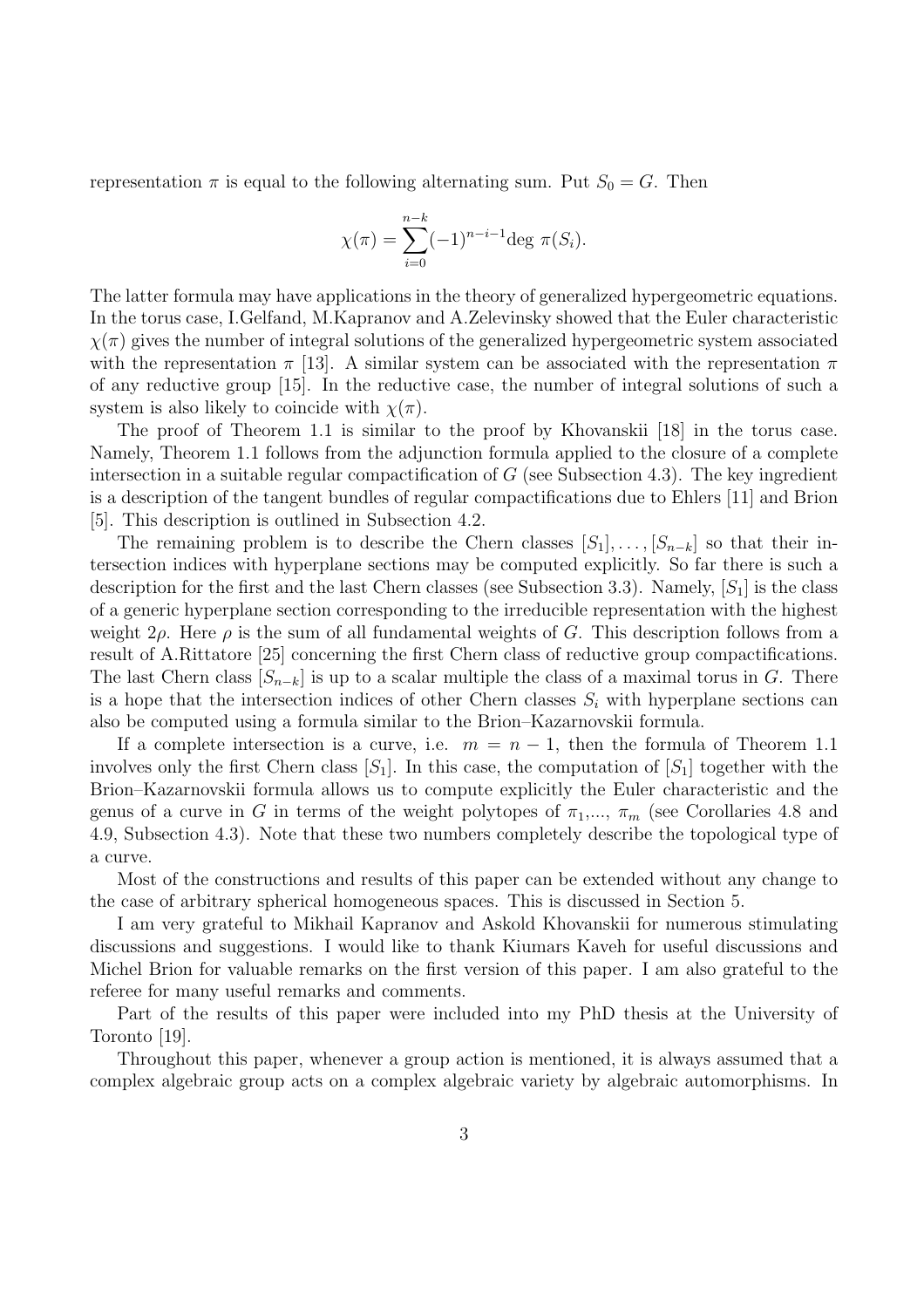representation $\pi$ is equal to the following alternating sum. Put $S_0 = G$. Then

$$\chi(\pi) = \sum_{i=0}^{n-k}(-1)^{n-i-1}\text{deg } \pi(S_i).$$

The latter formula may have applications in the theory of generalized hypergeometric equations. In the torus case, I.Gelfand, M.Kapranov and A.Zelevinsky showed that the Euler characteristic $\chi(\pi)$ gives the number of integral solutions of the generalized hypergeometric system associated with the representation $\pi$ [13]. A similar system can be associated with the representation $\pi$ of any reductive group [15]. In the reductive case, the number of integral solutions of such a system is also likely to coincide with $\chi(\pi)$.

The proof of Theorem 1.1 is similar to the proof by Khovanskii [18] in the torus case. Namely, Theorem 1.1 follows from the adjunction formula applied to the closure of a complete intersection in a suitable regular compactification of $G$ (see Subsection 4.3). The key ingredient is a description of the tangent bundles of regular compactifications due to Ehlers [11] and Brion [5]. This description is outlined in Subsection 4.2.

The remaining problem is to describe the Chern classes $[S_1], \ldots, [S_{n-k}]$ so that their intersection indices with hyperplane sections may be computed explicitly. So far there is such a description for the first and the last Chern classes (see Subsection 3.3). Namely, $[S_1]$ is the class of a generic hyperplane section corresponding to the irreducible representation with the highest weight $2\rho$. Here $\rho$ is the sum of all fundamental weights of $G$. This description follows from a result of A.Rittatore [25] concerning the first Chern class of reductive group compactifications. The last Chern class $[S_{n-k}]$ is up to a scalar multiple the class of a maximal torus in $G$. There is a hope that the intersection indices of other Chern classes $S_i$ with hyperplane sections can also be computed using a formula similar to the Brion–Kazarnovskii formula.

If a complete intersection is a curve, i.e. $m = n-1$, then the formula of Theorem 1.1 involves only the first Chern class $[S_1]$. In this case, the computation of $[S_1]$ together with the Brion–Kazarnovskii formula allows us to compute explicitly the Euler characteristic and the genus of a curve in $G$ in terms of the weight polytopes of $\pi_1$,..., $\pi_m$ (see Corollaries 4.8 and 4.9, Subsection 4.3). Note that these two numbers completely describe the topological type of a curve.

Most of the constructions and results of this paper can be extended without any change to the case of arbitrary spherical homogeneous spaces. This is discussed in Section 5.

I am very grateful to Mikhail Kapranov and Askold Khovanskii for numerous stimulating discussions and suggestions. I would like to thank Kiumars Kaveh for useful discussions and Michel Brion for valuable remarks on the first version of this paper. I am also grateful to the referee for many useful remarks and comments.

Part of the results of this paper were included into my PhD thesis at the University of Toronto [19].

Throughout this paper, whenever a group action is mentioned, it is always assumed that a complex algebraic group acts on a complex algebraic variety by algebraic automorphisms. In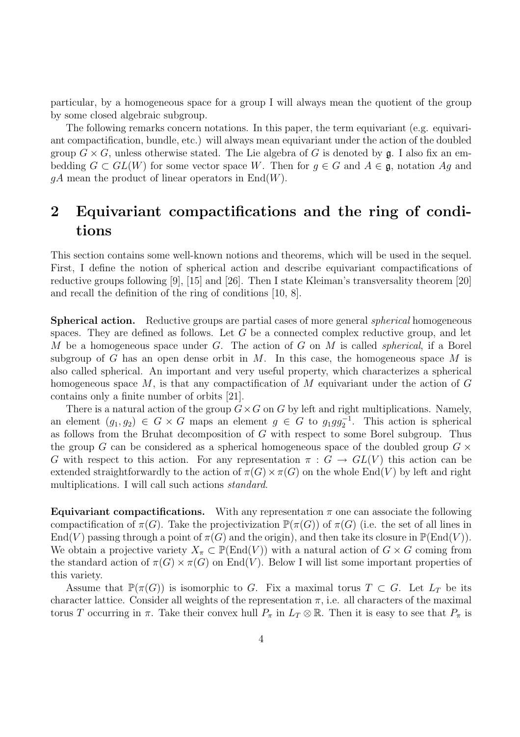particular, by a homogeneous space for a group I will always mean the quotient of the group by some closed algebraic subgroup.

The following remarks concern notations. In this paper, the term equivariant (e.g. equivariant compactification, bundle, etc.) will always mean equivariant under the action of the doubled group $G \times G$, unless otherwise stated. The Lie algebra of $G$ is denoted by $\mathfrak{g}$. I also fix an embedding $G \subset GL(W)$ for some vector space $W$. Then for $g \in G$ and $A \in \mathfrak{g}$, notation $Ag$ and $gA$ mean the product of linear operators in $\mathrm{End}(W)$.

## 2 Equivariant compactifications and the ring of conditions

This section contains some well-known notions and theorems, which will be used in the sequel. First, I define the notion of spherical action and describe equivariant compactifications of reductive groups following [9], [15] and [26]. Then I state Kleiman's transversality theorem [20] and recall the definition of the ring of conditions [10, 8].

**Spherical action.** Reductive groups are partial cases of more general *spherical* homogeneous spaces. They are defined as follows. Let $G$ be a connected complex reductive group, and let $M$ be a homogeneous space under $G$. The action of $G$ on $M$ is called *spherical*, if a Borel subgroup of $G$ has an open dense orbit in $M$. In this case, the homogeneous space $M$ is also called spherical. An important and very useful property, which characterizes a spherical homogeneous space $M$, is that any compactification of $M$ equivariant under the action of $G$ contains only a finite number of orbits [21].

There is a natural action of the group $G \times G$ on $G$ by left and right multiplications. Namely, an element $(g_1, g_2) \in G \times G$ maps an element $g \in G$ to $g_1 g g_2^{-1}$. This action is spherical as follows from the Bruhat decomposition of $G$ with respect to some Borel subgroup. Thus the group $G$ can be considered as a spherical homogeneous space of the doubled group $G \times G$ with respect to this action. For any representation $\pi : G \to GL(V)$ this action can be extended straightforwardly to the action of $\pi(G) \times \pi(G)$ on the whole $\mathrm{End}(V)$ by left and right multiplications. I will call such actions *standard*.

**Equivariant compactifications.** With any representation $\pi$ one can associate the following compactification of $\pi(G)$. Take the projectivization $\mathbb{P}(\pi(G))$ of $\pi(G)$ (i.e. the set of all lines in $\mathrm{End}(V)$ passing through a point of $\pi(G)$ and the origin), and then take its closure in $\mathbb{P}(\mathrm{End}(V))$. We obtain a projective variety $X_\pi \subset \mathbb{P}(\mathrm{End}(V))$ with a natural action of $G \times G$ coming from the standard action of $\pi(G) \times \pi(G)$ on $\mathrm{End}(V)$. Below I will list some important properties of this variety.

Assume that $\mathbb{P}(\pi(G))$ is isomorphic to $G$. Fix a maximal torus $T \subset G$. Let $L_T$ be its character lattice. Consider all weights of the representation $\pi$, i.e. all characters of the maximal torus $T$ occurring in $\pi$. Take their convex hull $P_\pi$ in $L_T \otimes \mathbb{R}$. Then it is easy to see that $P_\pi$ is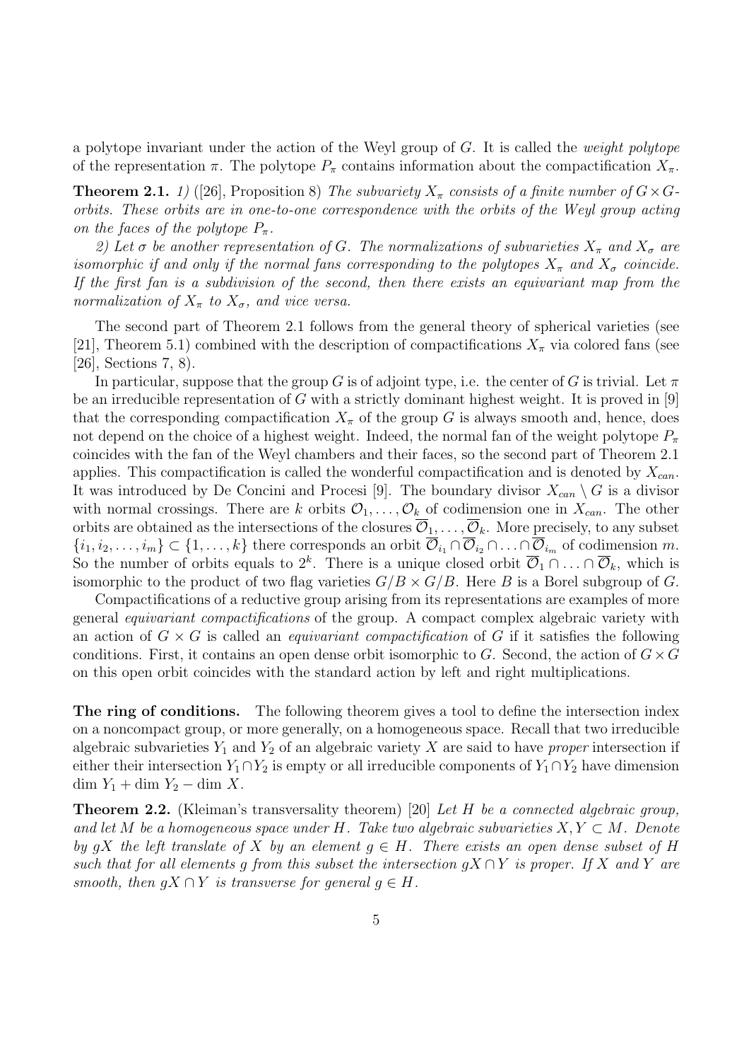a polytope invariant under the action of the Weyl group of $G$. It is called the *weight polytope* of the representation $\pi$. The polytope $P_\pi$ contains information about the compactification $X_\pi$.

**Theorem 2.1.** *1)* ([26], Proposition 8) *The subvariety $X_\pi$ consists of a finite number of $G\times G$-orbits. These orbits are in one-to-one correspondence with the orbits of the Weyl group acting on the faces of the polytope $P_\pi$.*

*2) Let $\sigma$ be another representation of $G$. The normalizations of subvarieties $X_\pi$ and $X_\sigma$ are isomorphic if and only if the normal fans corresponding to the polytopes $X_\pi$ and $X_\sigma$ coincide. If the first fan is a subdivision of the second, then there exists an equivariant map from the normalization of $X_\pi$ to $X_\sigma$, and vice versa.*

The second part of Theorem 2.1 follows from the general theory of spherical varieties (see [21], Theorem 5.1) combined with the description of compactifications $X_\pi$ via colored fans (see [26], Sections 7, 8).

In particular, suppose that the group $G$ is of adjoint type, i.e. the center of $G$ is trivial. Let $\pi$ be an irreducible representation of $G$ with a strictly dominant highest weight. It is proved in [9] that the corresponding compactification $X_\pi$ of the group $G$ is always smooth and, hence, does not depend on the choice of a highest weight. Indeed, the normal fan of the weight polytope $P_\pi$ coincides with the fan of the Weyl chambers and their faces, so the second part of Theorem 2.1 applies. This compactification is called the wonderful compactification and is denoted by $X_{can}$. It was introduced by De Concini and Procesi [9]. The boundary divisor $X_{can}\setminus G$ is a divisor with normal crossings. There are $k$ orbits $\mathcal{O}_1,\ldots,\mathcal{O}_k$ of codimension one in $X_{can}$. The other orbits are obtained as the intersections of the closures $\overline{\mathcal{O}}_1,\ldots,\overline{\mathcal{O}}_k$. More precisely, to any subset $\{i_1,i_2,\ldots,i_m\}\subset\{1,\ldots,k\}$ there corresponds an orbit $\overline{\mathcal{O}}_{i_1}\cap\overline{\mathcal{O}}_{i_2}\cap\ldots\cap\overline{\mathcal{O}}_{i_m}$ of codimension $m$. So the number of orbits equals to $2^k$. There is a unique closed orbit $\overline{\mathcal{O}}_1\cap\ldots\cap\overline{\mathcal{O}}_k$, which is isomorphic to the product of two flag varieties $G/B\times G/B$. Here $B$ is a Borel subgroup of $G$.

Compactifications of a reductive group arising from its representations are examples of more general *equivariant compactifications* of the group. A compact complex algebraic variety with an action of $G\times G$ is called an *equivariant compactification* of $G$ if it satisfies the following conditions. First, it contains an open dense orbit isomorphic to $G$. Second, the action of $G\times G$ on this open orbit coincides with the standard action by left and right multiplications.

**The ring of conditions.** The following theorem gives a tool to define the intersection index on a noncompact group, or more generally, on a homogeneous space. Recall that two irreducible algebraic subvarieties $Y_1$ and $Y_2$ of an algebraic variety $X$ are said to have *proper* intersection if either their intersection $Y_1\cap Y_2$ is empty or all irreducible components of $Y_1\cap Y_2$ have dimension $\dim\,Y_1+\dim\,Y_2-\dim\,X$.

**Theorem 2.2.** (Kleiman's transversality theorem) [20] *Let $H$ be a connected algebraic group, and let $M$ be a homogeneous space under $H$. Take two algebraic subvarieties $X,Y\subset M$. Denote by $gX$ the left translate of $X$ by an element $g\in H$. There exists an open dense subset of $H$ such that for all elements $g$ from this subset the intersection $gX\cap Y$ is proper. If $X$ and $Y$ are smooth, then $gX\cap Y$ is transverse for general $g\in H$.*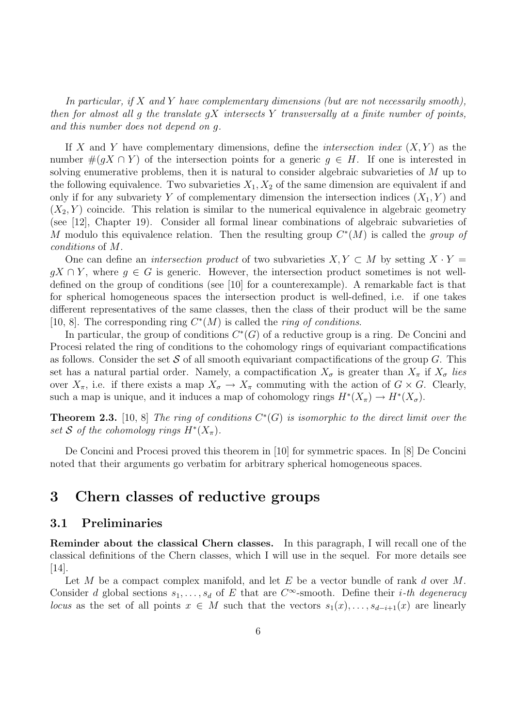*In particular, if $X$ and $Y$ have complementary dimensions (but are not necessarily smooth), then for almost all $g$ the translate $gX$ intersects $Y$ transversally at a finite number of points, and this number does not depend on $g$.*

If $X$ and $Y$ have complementary dimensions, define the *intersection index* $(X, Y)$ as the number $\#(gX \cap Y)$ of the intersection points for a generic $g \in H$. If one is interested in solving enumerative problems, then it is natural to consider algebraic subvarieties of $M$ up to the following equivalence. Two subvarieties $X_1, X_2$ of the same dimension are equivalent if and only if for any subvariety $Y$ of complementary dimension the intersection indices $(X_1, Y)$ and $(X_2, Y)$ coincide. This relation is similar to the numerical equivalence in algebraic geometry (see [12], Chapter 19). Consider all formal linear combinations of algebraic subvarieties of $M$ modulo this equivalence relation. Then the resulting group $C^*(M)$ is called the *group of conditions* of $M$.

One can define an *intersection product* of two subvarieties $X, Y \subset M$ by setting $X \cdot Y = gX \cap Y$, where $g \in G$ is generic. However, the intersection product sometimes is not well-defined on the group of conditions (see [10] for a counterexample). A remarkable fact is that for spherical homogeneous spaces the intersection product is well-defined, i.e. if one takes different representatives of the same classes, then the class of their product will be the same [10, 8]. The corresponding ring $C^*(M)$ is called the *ring of conditions*.

In particular, the group of conditions $C^*(G)$ of a reductive group is a ring. De Concini and Procesi related the ring of conditions to the cohomology rings of equivariant compactifications as follows. Consider the set $\mathcal{S}$ of all smooth equivariant compactifications of the group $G$. This set has a natural partial order. Namely, a compactification $X_\sigma$ is greater than $X_\pi$ if $X_\sigma$ *lies* over $X_\pi$, i.e. if there exists a map $X_\sigma \to X_\pi$ commuting with the action of $G \times G$. Clearly, such a map is unique, and it induces a map of cohomology rings $H^*(X_\pi) \to H^*(X_\sigma)$.

**Theorem 2.3.** [10, 8] *The ring of conditions $C^*(G)$ is isomorphic to the direct limit over the set $\mathcal{S}$ of the cohomology rings $H^*(X_\pi)$.*

De Concini and Procesi proved this theorem in [10] for symmetric spaces. In [8] De Concini noted that their arguments go verbatim for arbitrary spherical homogeneous spaces.

# 3 Chern classes of reductive groups

## 3.1 Preliminaries

**Reminder about the classical Chern classes.** In this paragraph, I will recall one of the classical definitions of the Chern classes, which I will use in the sequel. For more details see [14].

Let $M$ be a compact complex manifold, and let $E$ be a vector bundle of rank $d$ over $M$. Consider $d$ global sections $s_1, \ldots, s_d$ of $E$ that are $C^\infty$-smooth. Define their *$i$-th degeneracy locus* as the set of all points $x \in M$ such that the vectors $s_1(x), \ldots, s_{d-i+1}(x)$ are linearly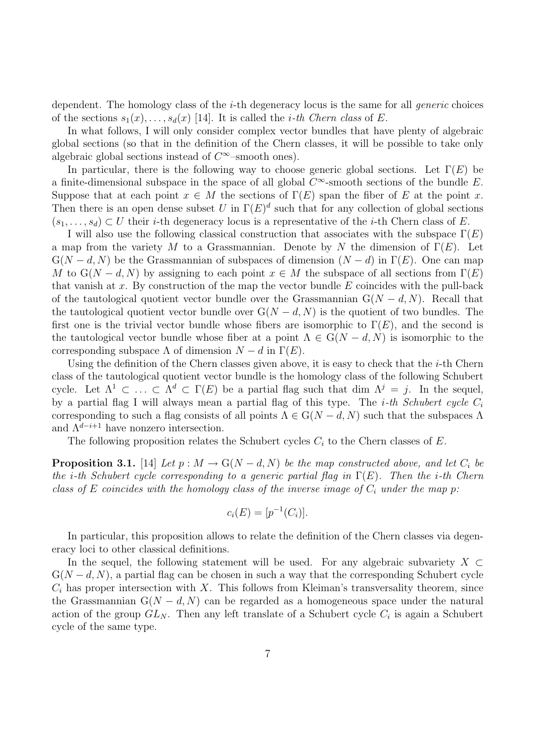dependent. The homology class of the $i$-th degeneracy locus is the same for all *generic* choices of the sections $s_1(x), \ldots, s_d(x)$ [14]. It is called the *$i$-th Chern class* of $E$.

In what follows, I will only consider complex vector bundles that have plenty of algebraic global sections (so that in the definition of the Chern classes, it will be possible to take only algebraic global sections instead of $C^\infty$–smooth ones).

In particular, there is the following way to choose generic global sections. Let $\Gamma(E)$ be a finite-dimensional subspace in the space of all global $C^\infty$-smooth sections of the bundle $E$. Suppose that at each point $x \in M$ the sections of $\Gamma(E)$ span the fiber of $E$ at the point $x$. Then there is an open dense subset $U$ in $\Gamma(E)^d$ such that for any collection of global sections $(s_1, \ldots, s_d) \subset U$ their $i$-th degeneracy locus is a representative of the $i$-th Chern class of $E$.

I will also use the following classical construction that associates with the subspace $\Gamma(E)$ a map from the variety $M$ to a Grassmannian. Denote by $N$ the dimension of $\Gamma(E)$. Let $\mathrm{G}(N-d, N)$ be the Grassmannian of subspaces of dimension $(N-d)$ in $\Gamma(E)$. One can map $M$ to $\mathrm{G}(N-d, N)$ by assigning to each point $x \in M$ the subspace of all sections from $\Gamma(E)$ that vanish at $x$. By construction of the map the vector bundle $E$ coincides with the pull-back of the tautological quotient vector bundle over the Grassmannian $\mathrm{G}(N-d, N)$. Recall that the tautological quotient vector bundle over $\mathrm{G}(N-d, N)$ is the quotient of two bundles. The first one is the trivial vector bundle whose fibers are isomorphic to $\Gamma(E)$, and the second is the tautological vector bundle whose fiber at a point $\Lambda \in \mathrm{G}(N-d, N)$ is isomorphic to the corresponding subspace $\Lambda$ of dimension $N-d$ in $\Gamma(E)$.

Using the definition of the Chern classes given above, it is easy to check that the $i$-th Chern class of the tautological quotient vector bundle is the homology class of the following Schubert cycle. Let $\Lambda^1 \subset \ldots \subset \Lambda^d \subset \Gamma(E)$ be a partial flag such that $\dim \Lambda^j = j$. In the sequel, by a partial flag I will always mean a partial flag of this type. The *$i$-th Schubert cycle $C_i$* corresponding to such a flag consists of all points $\Lambda \in \mathrm{G}(N-d, N)$ such that the subspaces $\Lambda$ and $\Lambda^{d-i+1}$ have nonzero intersection.

The following proposition relates the Schubert cycles $C_i$ to the Chern classes of $E$.

**Proposition 3.1.** [14] *Let $p : M \to \mathrm{G}(N-d, N)$ be the map constructed above, and let $C_i$ be the $i$-th Schubert cycle corresponding to a generic partial flag in $\Gamma(E)$. Then the $i$-th Chern class of $E$ coincides with the homology class of the inverse image of $C_i$ under the map $p$:*

$$c_i(E) = [p^{-1}(C_i)].$$

In particular, this proposition allows to relate the definition of the Chern classes via degeneracy loci to other classical definitions.

In the sequel, the following statement will be used. For any algebraic subvariety $X \subset \mathrm{G}(N-d, N)$, a partial flag can be chosen in such a way that the corresponding Schubert cycle $C_i$ has proper intersection with $X$. This follows from Kleiman's transversality theorem, since the Grassmannian $\mathrm{G}(N-d, N)$ can be regarded as a homogeneous space under the natural action of the group $GL_N$. Then any left translate of a Schubert cycle $C_i$ is again a Schubert cycle of the same type.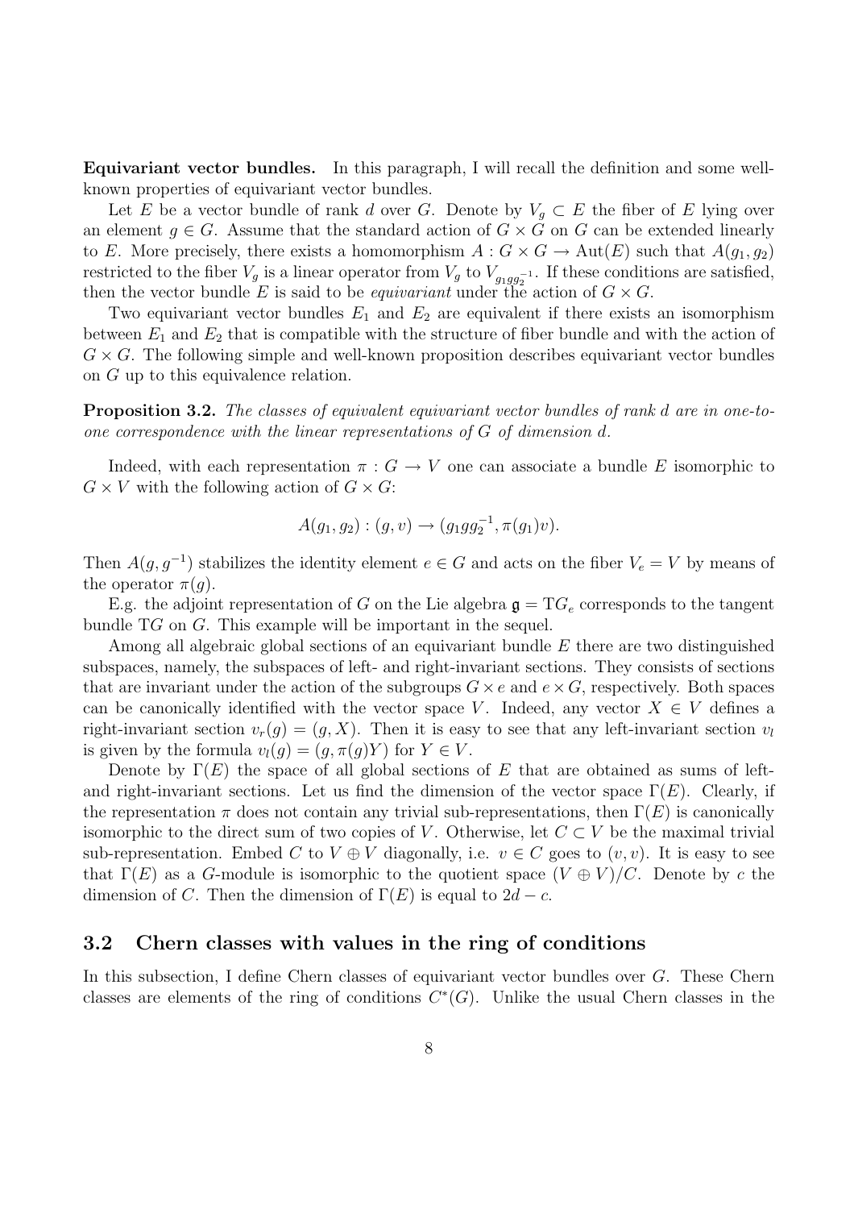**Equivariant vector bundles.** In this paragraph, I will recall the definition and some well-known properties of equivariant vector bundles.

Let $E$ be a vector bundle of rank $d$ over $G$. Denote by $V_g \subset E$ the fiber of $E$ lying over an element $g \in G$. Assume that the standard action of $G \times G$ on $G$ can be extended linearly to $E$. More precisely, there exists a homomorphism $A : G \times G \to \mathrm{Aut}(E)$ such that $A(g_1, g_2)$ restricted to the fiber $V_g$ is a linear operator from $V_g$ to $V_{g_1 g g_2^{-1}}$. If these conditions are satisfied, then the vector bundle $E$ is said to be *equivariant* under the action of $G \times G$.

Two equivariant vector bundles $E_1$ and $E_2$ are equivalent if there exists an isomorphism between $E_1$ and $E_2$ that is compatible with the structure of fiber bundle and with the action of $G \times G$. The following simple and well-known proposition describes equivariant vector bundles on $G$ up to this equivalence relation.

**Proposition 3.2.** *The classes of equivalent equivariant vector bundles of rank $d$ are in one-to-one correspondence with the linear representations of $G$ of dimension $d$.*

Indeed, with each representation $\pi : G \to V$ one can associate a bundle $E$ isomorphic to $G \times V$ with the following action of $G \times G$:

$$A(g_1, g_2) : (g, v) \to (g_1 g g_2^{-1}, \pi(g_1)v).$$

Then $A(g, g^{-1})$ stabilizes the identity element $e \in G$ and acts on the fiber $V_e = V$ by means of the operator $\pi(g)$.

E.g. the adjoint representation of $G$ on the Lie algebra $\mathfrak{g} = \mathrm{T}G_e$ corresponds to the tangent bundle $\mathrm{T}G$ on $G$. This example will be important in the sequel.

Among all algebraic global sections of an equivariant bundle $E$ there are two distinguished subspaces, namely, the subspaces of left- and right-invariant sections. They consists of sections that are invariant under the action of the subgroups $G \times e$ and $e \times G$, respectively. Both spaces can be canonically identified with the vector space $V$. Indeed, any vector $X \in V$ defines a right-invariant section $v_r(g) = (g, X)$. Then it is easy to see that any left-invariant section $v_l$ is given by the formula $v_l(g) = (g, \pi(g)Y)$ for $Y \in V$.

Denote by $\Gamma(E)$ the space of all global sections of $E$ that are obtained as sums of left- and right-invariant sections. Let us find the dimension of the vector space $\Gamma(E)$. Clearly, if the representation $\pi$ does not contain any trivial sub-representations, then $\Gamma(E)$ is canonically isomorphic to the direct sum of two copies of $V$. Otherwise, let $C \subset V$ be the maximal trivial sub-representation. Embed $C$ to $V \oplus V$ diagonally, i.e. $v \in C$ goes to $(v, v)$. It is easy to see that $\Gamma(E)$ as a $G$-module is isomorphic to the quotient space $(V \oplus V)/C$. Denote by $c$ the dimension of $C$. Then the dimension of $\Gamma(E)$ is equal to $2d - c$.

## 3.2 Chern classes with values in the ring of conditions

In this subsection, I define Chern classes of equivariant vector bundles over $G$. These Chern classes are elements of the ring of conditions $C^*(G)$. Unlike the usual Chern classes in the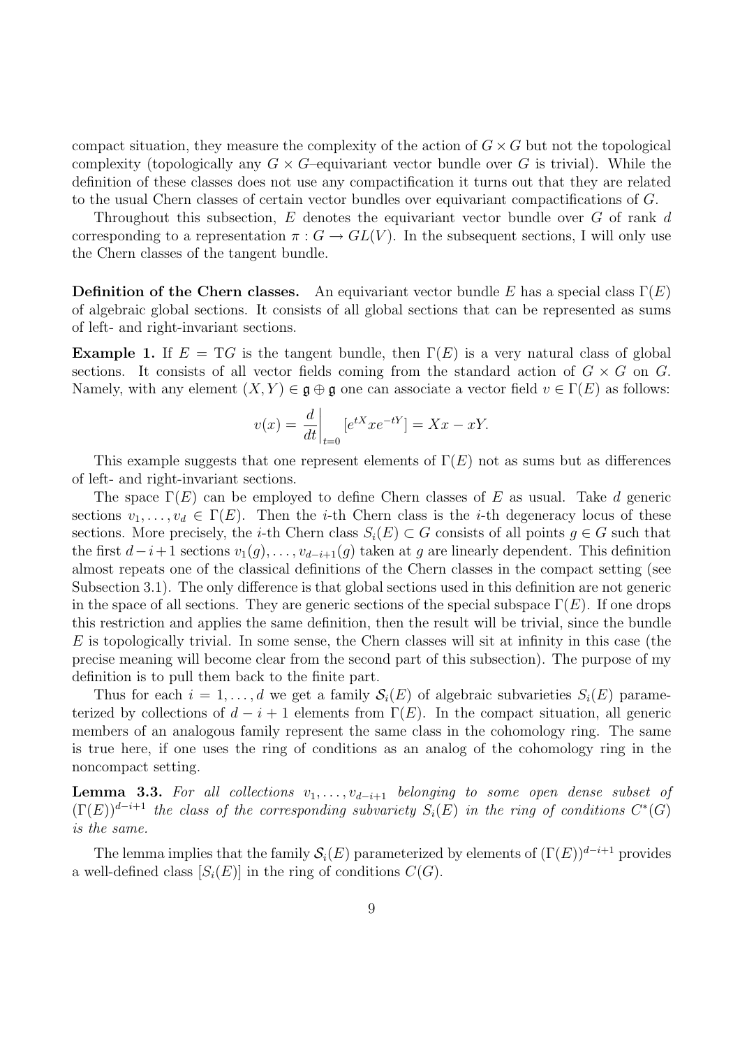compact situation, they measure the complexity of the action of $G\times G$ but not the topological complexity (topologically any $G\times G$–equivariant vector bundle over $G$ is trivial). While the definition of these classes does not use any compactification it turns out that they are related to the usual Chern classes of certain vector bundles over equivariant compactifications of $G$.

Throughout this subsection, $E$ denotes the equivariant vector bundle over $G$ of rank $d$ corresponding to a representation $\pi: G\to GL(V)$. In the subsequent sections, I will only use the Chern classes of the tangent bundle.

**Definition of the Chern classes.** An equivariant vector bundle $E$ has a special class $\Gamma(E)$ of algebraic global sections. It consists of all global sections that can be represented as sums of left- and right-invariant sections.

**Example 1.** If $E = \mathrm{T}G$ is the tangent bundle, then $\Gamma(E)$ is a very natural class of global sections. It consists of all vector fields coming from the standard action of $G\times G$ on $G$. Namely, with any element $(X,Y)\in\mathfrak{g}\oplus\mathfrak{g}$ one can associate a vector field $v\in\Gamma(E)$ as follows:

$$v(x) = \left.\frac{d}{dt}\right|_{t=0}[e^{tX}xe^{-tY}] = Xx - xY.$$

This example suggests that one represent elements of $\Gamma(E)$ not as sums but as differences of left- and right-invariant sections.

The space $\Gamma(E)$ can be employed to define Chern classes of $E$ as usual. Take $d$ generic sections $v_1,\ldots,v_d\in\Gamma(E)$. Then the $i$-th Chern class is the $i$-th degeneracy locus of these sections. More precisely, the $i$-th Chern class $S_i(E)\subset G$ consists of all points $g\in G$ such that the first $d-i+1$ sections $v_1(g),\ldots,v_{d-i+1}(g)$ taken at $g$ are linearly dependent. This definition almost repeats one of the classical definitions of the Chern classes in the compact setting (see Subsection 3.1). The only difference is that global sections used in this definition are not generic in the space of all sections. They are generic sections of the special subspace $\Gamma(E)$. If one drops this restriction and applies the same definition, then the result will be trivial, since the bundle $E$ is topologically trivial. In some sense, the Chern classes will sit at infinity in this case (the precise meaning will become clear from the second part of this subsection). The purpose of my definition is to pull them back to the finite part.

Thus for each $i=1,\ldots,d$ we get a family $\mathcal{S}_i(E)$ of algebraic subvarieties $S_i(E)$ parameterized by collections of $d-i+1$ elements from $\Gamma(E)$. In the compact situation, all generic members of an analogous family represent the same class in the cohomology ring. The same is true here, if one uses the ring of conditions as an analog of the cohomology ring in the noncompact setting.

**Lemma 3.3.** *For all collections $v_1,\ldots,v_{d-i+1}$ belonging to some open dense subset of $(\Gamma(E))^{d-i+1}$ the class of the corresponding subvariety $S_i(E)$ in the ring of conditions $C^*(G)$ is the same.*

The lemma implies that the family $\mathcal{S}_i(E)$ parameterized by elements of $(\Gamma(E))^{d-i+1}$ provides a well-defined class $[S_i(E)]$ in the ring of conditions $C(G)$.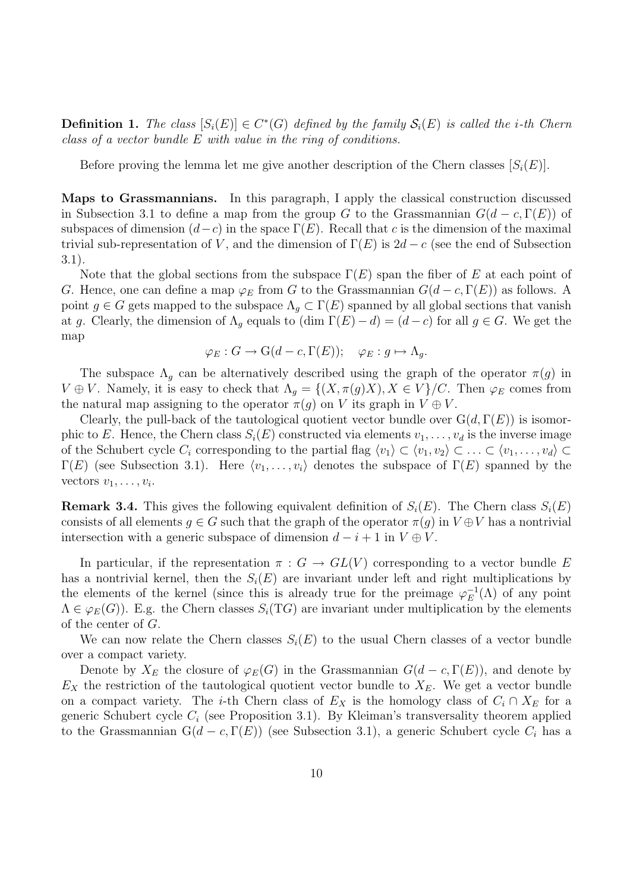**Definition 1.** *The class $[S_i(E)] \in C^*(G)$ defined by the family $\mathcal{S}_i(E)$ is called the $i$-th Chern class of a vector bundle $E$ with value in the ring of conditions.*

Before proving the lemma let me give another description of the Chern classes $[S_i(E)]$.

**Maps to Grassmannians.** In this paragraph, I apply the classical construction discussed in Subsection 3.1 to define a map from the group $G$ to the Grassmannian $G(d-c, \Gamma(E))$ of subspaces of dimension $(d-c)$ in the space $\Gamma(E)$. Recall that $c$ is the dimension of the maximal trivial sub-representation of $V$, and the dimension of $\Gamma(E)$ is $2d-c$ (see the end of Subsection 3.1).

Note that the global sections from the subspace $\Gamma(E)$ span the fiber of $E$ at each point of $G$. Hence, one can define a map $\varphi_E$ from $G$ to the Grassmannian $G(d-c, \Gamma(E))$ as follows. A point $g \in G$ gets mapped to the subspace $\Lambda_g \subset \Gamma(E)$ spanned by all global sections that vanish at $g$. Clearly, the dimension of $\Lambda_g$ equals to $(\dim \Gamma(E) - d) = (d-c)$ for all $g \in G$. We get the map

$$\varphi_E : G \to \mathrm{G}(d-c, \Gamma(E)); \quad \varphi_E : g \mapsto \Lambda_g.$$

The subspace $\Lambda_g$ can be alternatively described using the graph of the operator $\pi(g)$ in $V \oplus V$. Namely, it is easy to check that $\Lambda_g = \{(X, \pi(g)X), X \in V\}/C$. Then $\varphi_E$ comes from the natural map assigning to the operator $\pi(g)$ on $V$ its graph in $V \oplus V$.

Clearly, the pull-back of the tautological quotient vector bundle over $\mathrm{G}(d, \Gamma(E))$ is isomorphic to $E$. Hence, the Chern class $S_i(E)$ constructed via elements $v_1, \ldots, v_d$ is the inverse image of the Schubert cycle $C_i$ corresponding to the partial flag $\langle v_1 \rangle \subset \langle v_1, v_2 \rangle \subset \ldots \subset \langle v_1, \ldots, v_d \rangle \subset \Gamma(E)$ (see Subsection 3.1). Here $\langle v_1, \ldots, v_i \rangle$ denotes the subspace of $\Gamma(E)$ spanned by the vectors $v_1, \ldots, v_i$.

**Remark 3.4.** This gives the following equivalent definition of $S_i(E)$. The Chern class $S_i(E)$ consists of all elements $g \in G$ such that the graph of the operator $\pi(g)$ in $V \oplus V$ has a nontrivial intersection with a generic subspace of dimension $d-i+1$ in $V \oplus V$.

In particular, if the representation $\pi : G \to GL(V)$ corresponding to a vector bundle $E$ has a nontrivial kernel, then the $S_i(E)$ are invariant under left and right multiplications by the elements of the kernel (since this is already true for the preimage $\varphi_E^{-1}(\Lambda)$ of any point $\Lambda \in \varphi_E(G)$). E.g. the Chern classes $S_i(\mathrm{T}G)$ are invariant under multiplication by the elements of the center of $G$.

We can now relate the Chern classes $S_i(E)$ to the usual Chern classes of a vector bundle over a compact variety.

Denote by $X_E$ the closure of $\varphi_E(G)$ in the Grassmannian $G(d-c, \Gamma(E))$, and denote by $E_X$ the restriction of the tautological quotient vector bundle to $X_E$. We get a vector bundle on a compact variety. The $i$-th Chern class of $E_X$ is the homology class of $C_i \cap X_E$ for a generic Schubert cycle $C_i$ (see Proposition 3.1). By Kleiman's transversality theorem applied to the Grassmannian $\mathrm{G}(d-c, \Gamma(E))$ (see Subsection 3.1), a generic Schubert cycle $C_i$ has a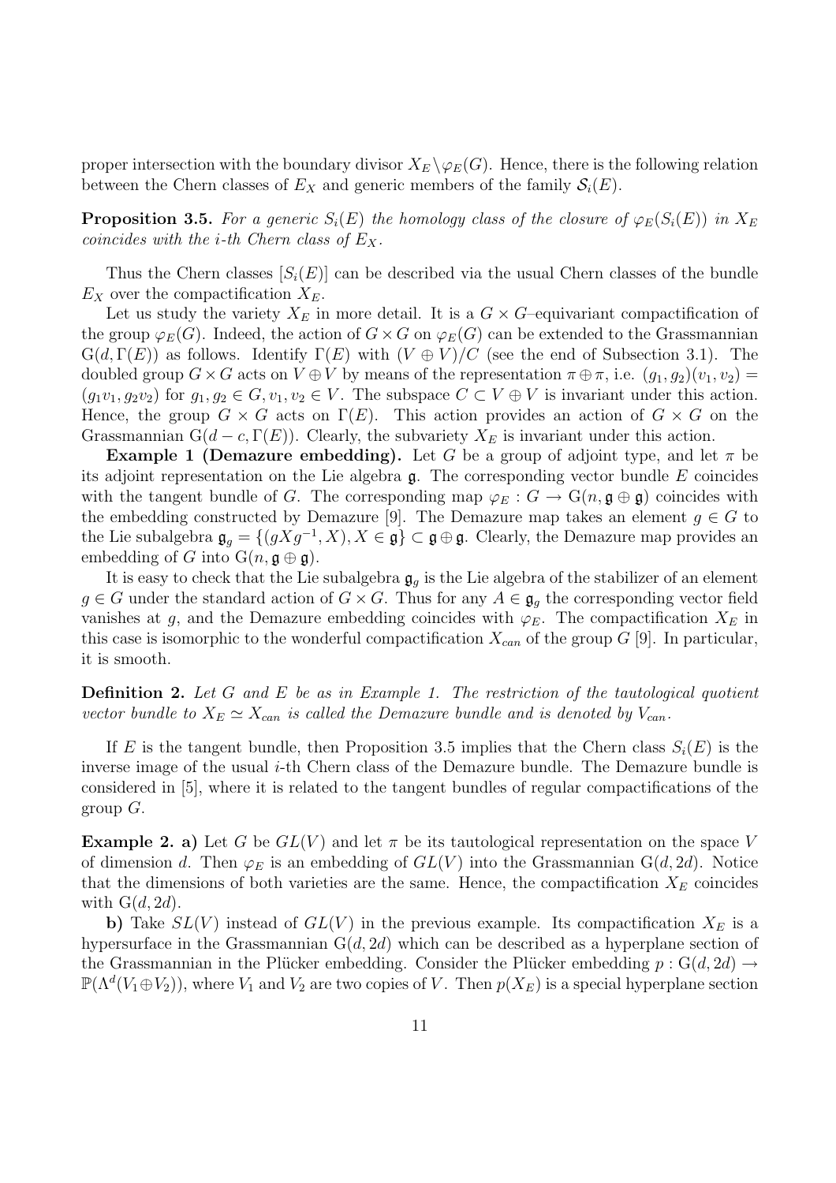proper intersection with the boundary divisor $X_E\backslash\varphi_E(G)$. Hence, there is the following relation between the Chern classes of $E_X$ and generic members of the family $\mathcal{S}_i(E)$.

**Proposition 3.5.** *For a generic $S_i(E)$ the homology class of the closure of $\varphi_E(S_i(E))$ in $X_E$ coincides with the $i$-th Chern class of $E_X$.*

Thus the Chern classes $[S_i(E)]$ can be described via the usual Chern classes of the bundle $E_X$ over the compactification $X_E$.

Let us study the variety $X_E$ in more detail. It is a $G\times G$–equivariant compactification of the group $\varphi_E(G)$. Indeed, the action of $G\times G$ on $\varphi_E(G)$ can be extended to the Grassmannian $\mathrm{G}(d,\Gamma(E))$ as follows. Identify $\Gamma(E)$ with $(V\oplus V)/C$ (see the end of Subsection 3.1). The doubled group $G\times G$ acts on $V\oplus V$ by means of the representation $\pi\oplus\pi$, i.e. $(g_1,g_2)(v_1,v_2)=(g_1v_1,g_2v_2)$ for $g_1,g_2\in G, v_1,v_2\in V$. The subspace $C\subset V\oplus V$ is invariant under this action. Hence, the group $G\times G$ acts on $\Gamma(E)$. This action provides an action of $G\times G$ on the Grassmannian $\mathrm{G}(d-c,\Gamma(E))$. Clearly, the subvariety $X_E$ is invariant under this action.

**Example 1 (Demazure embedding).** Let $G$ be a group of adjoint type, and let $\pi$ be its adjoint representation on the Lie algebra $\mathfrak{g}$. The corresponding vector bundle $E$ coincides with the tangent bundle of $G$. The corresponding map $\varphi_E:G\to\mathrm{G}(n,\mathfrak{g}\oplus\mathfrak{g})$ coincides with the embedding constructed by Demazure [9]. The Demazure map takes an element $g\in G$ to the Lie subalgebra $\mathfrak{g}_g=\{(gXg^{-1},X),X\in\mathfrak{g}\}\subset\mathfrak{g}\oplus\mathfrak{g}$. Clearly, the Demazure map provides an embedding of $G$ into $\mathrm{G}(n,\mathfrak{g}\oplus\mathfrak{g})$.

It is easy to check that the Lie subalgebra $\mathfrak{g}_g$ is the Lie algebra of the stabilizer of an element $g\in G$ under the standard action of $G\times G$. Thus for any $A\in\mathfrak{g}_g$ the corresponding vector field vanishes at $g$, and the Demazure embedding coincides with $\varphi_E$. The compactification $X_E$ in this case is isomorphic to the wonderful compactification $X_{can}$ of the group $G$ [9]. In particular, it is smooth.

**Definition 2.** *Let $G$ and $E$ be as in Example 1. The restriction of the tautological quotient vector bundle to $X_E\simeq X_{can}$ is called the Demazure bundle and is denoted by $V_{can}$.*

If $E$ is the tangent bundle, then Proposition 3.5 implies that the Chern class $S_i(E)$ is the inverse image of the usual $i$-th Chern class of the Demazure bundle. The Demazure bundle is considered in [5], where it is related to the tangent bundles of regular compactifications of the group $G$.

**Example 2. a)** Let $G$ be $GL(V)$ and let $\pi$ be its tautological representation on the space $V$ of dimension $d$. Then $\varphi_E$ is an embedding of $GL(V)$ into the Grassmannian $\mathrm{G}(d,2d)$. Notice that the dimensions of both varieties are the same. Hence, the compactification $X_E$ coincides with $\mathrm{G}(d,2d)$.

**b)** Take $SL(V)$ instead of $GL(V)$ in the previous example. Its compactification $X_E$ is a hypersurface in the Grassmannian $\mathrm{G}(d,2d)$ which can be described as a hyperplane section of the Grassmannian in the Plücker embedding. Consider the Plücker embedding $p:\mathrm{G}(d,2d)\to\mathbb{P}(\Lambda^d(V_1\oplus V_2))$, where $V_1$ and $V_2$ are two copies of $V$. Then $p(X_E)$ is a special hyperplane section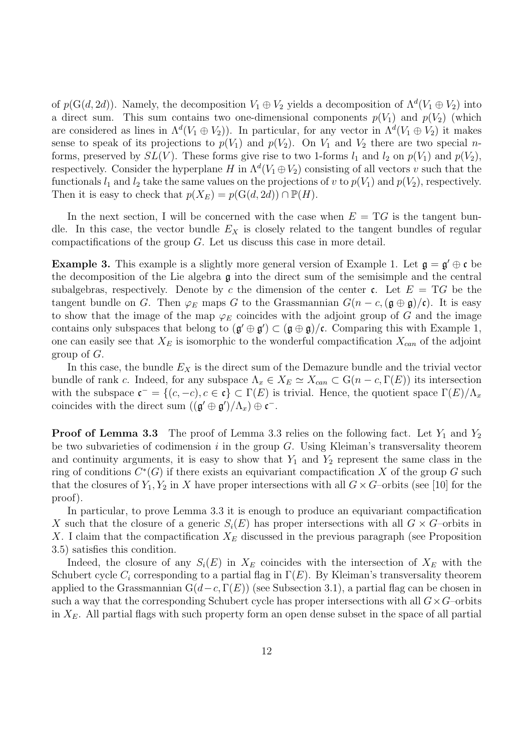of $p(\mathrm{G}(d,2d))$. Namely, the decomposition $V_1 \oplus V_2$ yields a decomposition of $\Lambda^d(V_1 \oplus V_2)$ into a direct sum. This sum contains two one-dimensional components $p(V_1)$ and $p(V_2)$ (which are considered as lines in $\Lambda^d(V_1 \oplus V_2)$). In particular, for any vector in $\Lambda^d(V_1 \oplus V_2)$ it makes sense to speak of its projections to $p(V_1)$ and $p(V_2)$. On $V_1$ and $V_2$ there are two special $n$-forms, preserved by $SL(V)$. These forms give rise to two 1-forms $l_1$ and $l_2$ on $p(V_1)$ and $p(V_2)$, respectively. Consider the hyperplane $H$ in $\Lambda^d(V_1 \oplus V_2)$ consisting of all vectors $v$ such that the functionals $l_1$ and $l_2$ take the same values on the projections of $v$ to $p(V_1)$ and $p(V_2)$, respectively. Then it is easy to check that $p(X_E) = p(\mathrm{G}(d,2d)) \cap \mathbb{P}(H)$.

In the next section, I will be concerned with the case when $E = \mathrm{T}G$ is the tangent bundle. In this case, the vector bundle $E_X$ is closely related to the tangent bundles of regular compactifications of the group $G$. Let us discuss this case in more detail.

**Example 3.** This example is a slightly more general version of Example 1. Let $\mathfrak{g} = \mathfrak{g}' \oplus \mathfrak{c}$ be the decomposition of the Lie algebra $\mathfrak{g}$ into the direct sum of the semisimple and the central subalgebras, respectively. Denote by $c$ the dimension of the center $\mathfrak{c}$. Let $E = \mathrm{T}G$ be the tangent bundle on $G$. Then $\varphi_E$ maps $G$ to the Grassmannian $G(n-c, (\mathfrak{g} \oplus \mathfrak{g})/\mathfrak{c})$. It is easy to show that the image of the map $\varphi_E$ coincides with the adjoint group of $G$ and the image contains only subspaces that belong to $(\mathfrak{g}' \oplus \mathfrak{g}') \subset (\mathfrak{g} \oplus \mathfrak{g})/\mathfrak{c}$. Comparing this with Example 1, one can easily see that $X_E$ is isomorphic to the wonderful compactification $X_{can}$ of the adjoint group of $G$.

In this case, the bundle $E_X$ is the direct sum of the Demazure bundle and the trivial vector bundle of rank $c$. Indeed, for any subspace $\Lambda_x \in X_E \simeq X_{can} \subset \mathrm{G}(n-c, \Gamma(E))$ its intersection with the subspace $\mathfrak{c}^- = \{(c,-c), c \in \mathfrak{c}\} \subset \Gamma(E)$ is trivial. Hence, the quotient space $\Gamma(E)/\Lambda_x$ coincides with the direct sum $((\mathfrak{g}' \oplus \mathfrak{g}')/\Lambda_x) \oplus \mathfrak{c}^-$.

**Proof of Lemma 3.3** The proof of Lemma 3.3 relies on the following fact. Let $Y_1$ and $Y_2$ be two subvarieties of codimension $i$ in the group $G$. Using Kleiman's transversality theorem and continuity arguments, it is easy to show that $Y_1$ and $Y_2$ represent the same class in the ring of conditions $C^*(G)$ if there exists an equivariant compactification $X$ of the group $G$ such that the closures of $Y_1, Y_2$ in $X$ have proper intersections with all $G \times G$–orbits (see [10] for the proof).

In particular, to prove Lemma 3.3 it is enough to produce an equivariant compactification $X$ such that the closure of a generic $S_i(E)$ has proper intersections with all $G \times G$–orbits in $X$. I claim that the compactification $X_E$ discussed in the previous paragraph (see Proposition 3.5) satisfies this condition.

Indeed, the closure of any $S_i(E)$ in $X_E$ coincides with the intersection of $X_E$ with the Schubert cycle $C_i$ corresponding to a partial flag in $\Gamma(E)$. By Kleiman's transversality theorem applied to the Grassmannian $\mathrm{G}(d-c, \Gamma(E))$ (see Subsection 3.1), a partial flag can be chosen in such a way that the corresponding Schubert cycle has proper intersections with all $G \times G$–orbits in $X_E$. All partial flags with such property form an open dense subset in the space of all partial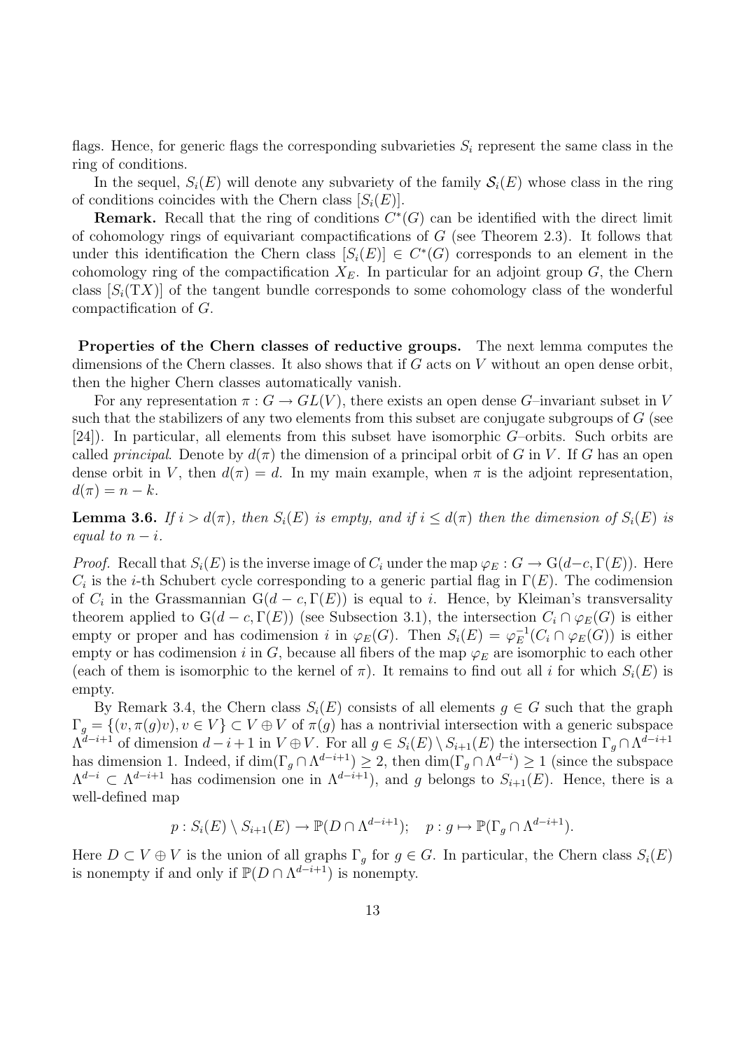flags. Hence, for generic flags the corresponding subvarieties $S_i$ represent the same class in the ring of conditions.

In the sequel, $S_i(E)$ will denote any subvariety of the family $\mathcal{S}_i(E)$ whose class in the ring of conditions coincides with the Chern class $[S_i(E)]$.

**Remark.** Recall that the ring of conditions $C^*(G)$ can be identified with the direct limit of cohomology rings of equivariant compactifications of $G$ (see Theorem 2.3). It follows that under this identification the Chern class $[S_i(E)] \in C^*(G)$ corresponds to an element in the cohomology ring of the compactification $X_E$. In particular for an adjoint group $G$, the Chern class $[S_i(\mathrm{T}X)]$ of the tangent bundle corresponds to some cohomology class of the wonderful compactification of $G$.

**Properties of the Chern classes of reductive groups.** The next lemma computes the dimensions of the Chern classes. It also shows that if $G$ acts on $V$ without an open dense orbit, then the higher Chern classes automatically vanish.

For any representation $\pi : G \to GL(V)$, there exists an open dense $G$–invariant subset in $V$ such that the stabilizers of any two elements from this subset are conjugate subgroups of $G$ (see [24]). In particular, all elements from this subset have isomorphic $G$–orbits. Such orbits are called *principal*. Denote by $d(\pi)$ the dimension of a principal orbit of $G$ in $V$. If $G$ has an open dense orbit in $V$, then $d(\pi) = d$. In my main example, when $\pi$ is the adjoint representation, $d(\pi) = n - k$.

**Lemma 3.6.** *If $i > d(\pi)$, then $S_i(E)$ is empty, and if $i \leq d(\pi)$ then the dimension of $S_i(E)$ is equal to $n - i$.*

*Proof.* Recall that $S_i(E)$ is the inverse image of $C_i$ under the map $\varphi_E : G \to \mathrm{G}(d-c, \Gamma(E))$. Here $C_i$ is the $i$-th Schubert cycle corresponding to a generic partial flag in $\Gamma(E)$. The codimension of $C_i$ in the Grassmannian $\mathrm{G}(d-c, \Gamma(E))$ is equal to $i$. Hence, by Kleiman's transversality theorem applied to $\mathrm{G}(d-c, \Gamma(E))$ (see Subsection 3.1), the intersection $C_i \cap \varphi_E(G)$ is either empty or proper and has codimension $i$ in $\varphi_E(G)$. Then $S_i(E) = \varphi_E^{-1}(C_i \cap \varphi_E(G))$ is either empty or has codimension $i$ in $G$, because all fibers of the map $\varphi_E$ are isomorphic to each other (each of them is isomorphic to the kernel of $\pi$). It remains to find out all $i$ for which $S_i(E)$ is empty.

By Remark 3.4, the Chern class $S_i(E)$ consists of all elements $g \in G$ such that the graph $\Gamma_g = \{(v, \pi(g)v), v \in V\} \subset V \oplus V$ of $\pi(g)$ has a nontrivial intersection with a generic subspace $\Lambda^{d-i+1}$ of dimension $d - i + 1$ in $V \oplus V$. For all $g \in S_i(E) \setminus S_{i+1}(E)$ the intersection $\Gamma_g \cap \Lambda^{d-i+1}$ has dimension 1. Indeed, if $\dim(\Gamma_g \cap \Lambda^{d-i+1}) \geq 2$, then $\dim(\Gamma_g \cap \Lambda^{d-i}) \geq 1$ (since the subspace $\Lambda^{d-i} \subset \Lambda^{d-i+1}$ has codimension one in $\Lambda^{d-i+1}$), and $g$ belongs to $S_{i+1}(E)$. Hence, there is a well-defined map

$$p : S_i(E) \setminus S_{i+1}(E) \to \mathbb{P}(D \cap \Lambda^{d-i+1}); \quad p : g \mapsto \mathbb{P}(\Gamma_g \cap \Lambda^{d-i+1}).$$

Here $D \subset V \oplus V$ is the union of all graphs $\Gamma_g$ for $g \in G$. In particular, the Chern class $S_i(E)$ is nonempty if and only if $\mathbb{P}(D \cap \Lambda^{d-i+1})$ is nonempty.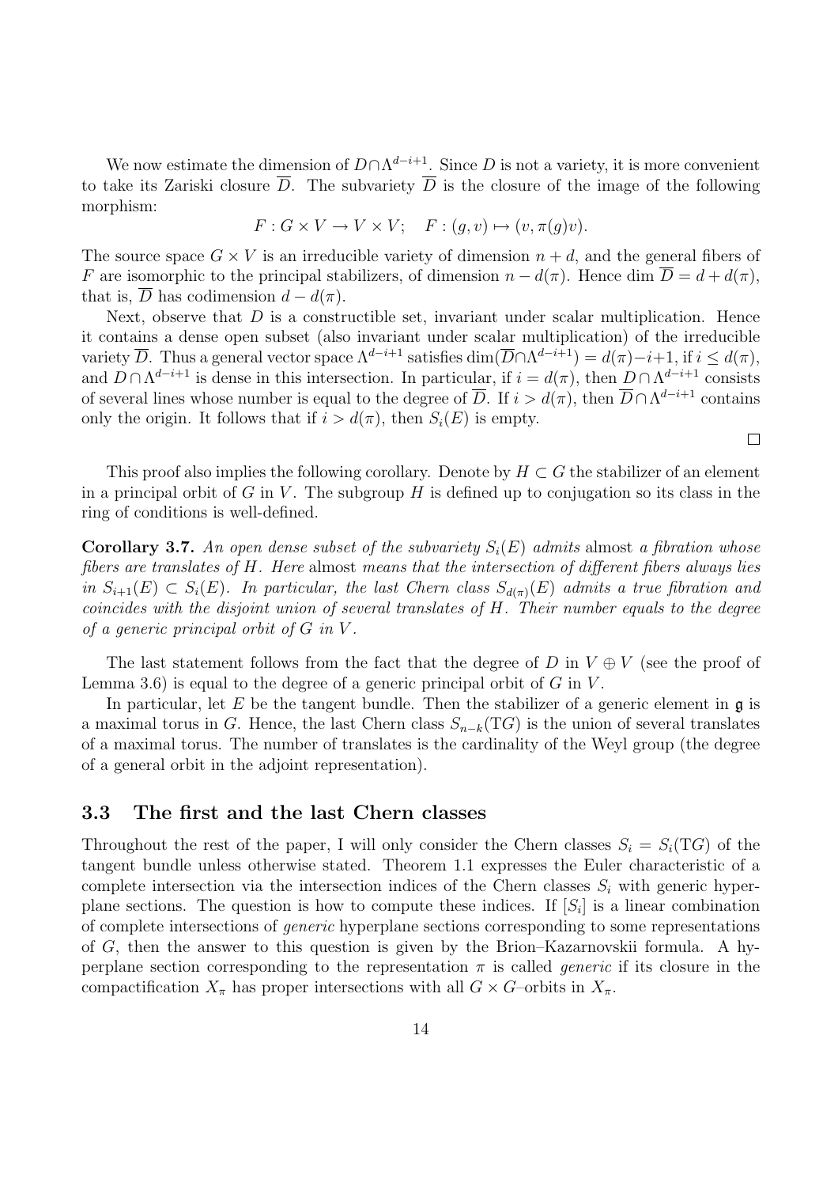We now estimate the dimension of $D\cap\Lambda^{d-i+1}$. Since $D$ is not a variety, it is more convenient to take its Zariski closure $\overline{D}$. The subvariety $\overline{D}$ is the closure of the image of the following morphism:

$$F : G \times V \to V \times V; \quad F : (g, v) \mapsto (v, \pi(g)v).$$

The source space $G \times V$ is an irreducible variety of dimension $n + d$, and the general fibers of $F$ are isomorphic to the principal stabilizers, of dimension $n - d(\pi)$. Hence $\dim \overline{D} = d + d(\pi)$, that is, $\overline{D}$ has codimension $d - d(\pi)$.

Next, observe that $D$ is a constructible set, invariant under scalar multiplication. Hence it contains a dense open subset (also invariant under scalar multiplication) of the irreducible variety $\overline{D}$. Thus a general vector space $\Lambda^{d-i+1}$ satisfies $\dim(\overline{D}\cap\Lambda^{d-i+1}) = d(\pi)-i+1$, if $i \le d(\pi)$, and $D\cap\Lambda^{d-i+1}$ is dense in this intersection. In particular, if $i = d(\pi)$, then $D\cap\Lambda^{d-i+1}$ consists of several lines whose number is equal to the degree of $\overline{D}$. If $i > d(\pi)$, then $\overline{D}\cap\Lambda^{d-i+1}$ contains only the origin. It follows that if $i > d(\pi)$, then $S_i(E)$ is empty.

□

This proof also implies the following corollary. Denote by $H \subset G$ the stabilizer of an element in a principal orbit of $G$ in $V$. The subgroup $H$ is defined up to conjugation so its class in the ring of conditions is well-defined.

**Corollary 3.7.** *An open dense subset of the subvariety $S_i(E)$ admits* almost *a fibration whose fibers are translates of $H$. Here* almost *means that the intersection of different fibers always lies in $S_{i+1}(E) \subset S_i(E)$. In particular, the last Chern class $S_{d(\pi)}(E)$ admits a true fibration and coincides with the disjoint union of several translates of $H$. Their number equals to the degree of a generic principal orbit of $G$ in $V$.*

The last statement follows from the fact that the degree of $D$ in $V \oplus V$ (see the proof of Lemma 3.6) is equal to the degree of a generic principal orbit of $G$ in $V$.

In particular, let $E$ be the tangent bundle. Then the stabilizer of a generic element in $\mathfrak{g}$ is a maximal torus in $G$. Hence, the last Chern class $S_{n-k}(\mathrm{T}G)$ is the union of several translates of a maximal torus. The number of translates is the cardinality of the Weyl group (the degree of a general orbit in the adjoint representation).

### 3.3 The first and the last Chern classes

Throughout the rest of the paper, I will only consider the Chern classes $S_i = S_i(\mathrm{T}G)$ of the tangent bundle unless otherwise stated. Theorem 1.1 expresses the Euler characteristic of a complete intersection via the intersection indices of the Chern classes $S_i$ with generic hyperplane sections. The question is how to compute these indices. If $[S_i]$ is a linear combination of complete intersections of *generic* hyperplane sections corresponding to some representations of $G$, then the answer to this question is given by the Brion–Kazarnovskii formula. A hyperplane section corresponding to the representation $\pi$ is called *generic* if its closure in the compactification $X_\pi$ has proper intersections with all $G \times G$–orbits in $X_\pi$.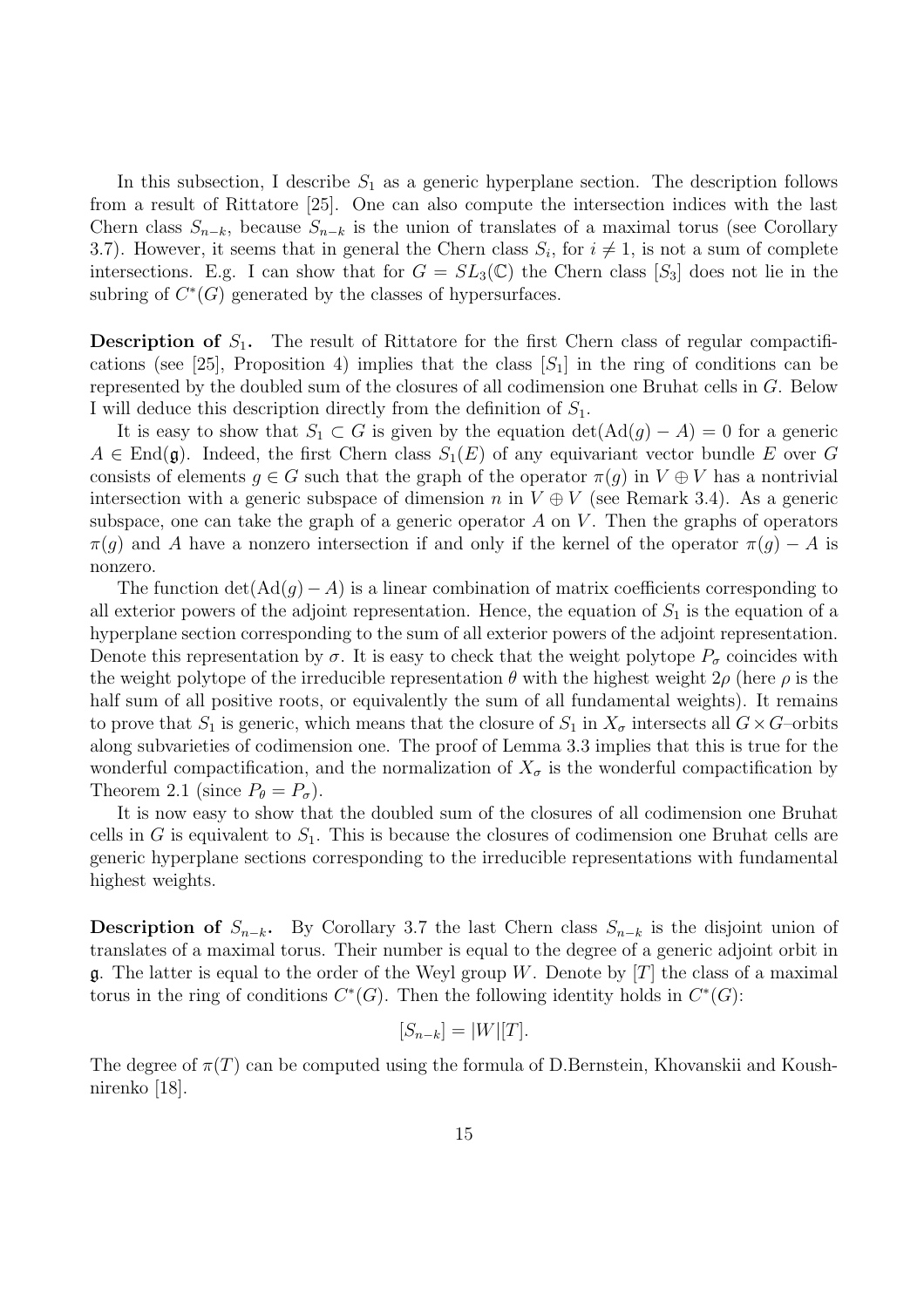In this subsection, I describe $S_1$ as a generic hyperplane section. The description follows from a result of Rittatore [25]. One can also compute the intersection indices with the last Chern class $S_{n-k}$, because $S_{n-k}$ is the union of translates of a maximal torus (see Corollary 3.7). However, it seems that in general the Chern class $S_i$, for $i \neq 1$, is not a sum of complete intersections. E.g. I can show that for $G = SL_3(\mathbb{C})$ the Chern class $[S_3]$ does not lie in the subring of $C^*(G)$ generated by the classes of hypersurfaces.

**Description of $S_1$.** The result of Rittatore for the first Chern class of regular compactifications (see [25], Proposition 4) implies that the class $[S_1]$ in the ring of conditions can be represented by the doubled sum of the closures of all codimension one Bruhat cells in $G$. Below I will deduce this description directly from the definition of $S_1$.

It is easy to show that $S_1 \subset G$ is given by the equation $\det(\mathrm{Ad}(g) - A) = 0$ for a generic $A \in \mathrm{End}(\mathfrak{g})$. Indeed, the first Chern class $S_1(E)$ of any equivariant vector bundle $E$ over $G$ consists of elements $g \in G$ such that the graph of the operator $\pi(g)$ in $V \oplus V$ has a nontrivial intersection with a generic subspace of dimension $n$ in $V \oplus V$ (see Remark 3.4). As a generic subspace, one can take the graph of a generic operator $A$ on $V$. Then the graphs of operators $\pi(g)$ and $A$ have a nonzero intersection if and only if the kernel of the operator $\pi(g) - A$ is nonzero.

The function $\det(\mathrm{Ad}(g) - A)$ is a linear combination of matrix coefficients corresponding to all exterior powers of the adjoint representation. Hence, the equation of $S_1$ is the equation of a hyperplane section corresponding to the sum of all exterior powers of the adjoint representation. Denote this representation by $\sigma$. It is easy to check that the weight polytope $P_\sigma$ coincides with the weight polytope of the irreducible representation $\theta$ with the highest weight $2\rho$ (here $\rho$ is the half sum of all positive roots, or equivalently the sum of all fundamental weights). It remains to prove that $S_1$ is generic, which means that the closure of $S_1$ in $X_\sigma$ intersects all $G \times G$–orbits along subvarieties of codimension one. The proof of Lemma 3.3 implies that this is true for the wonderful compactification, and the normalization of $X_\sigma$ is the wonderful compactification by Theorem 2.1 (since $P_\theta = P_\sigma$).

It is now easy to show that the doubled sum of the closures of all codimension one Bruhat cells in $G$ is equivalent to $S_1$. This is because the closures of codimension one Bruhat cells are generic hyperplane sections corresponding to the irreducible representations with fundamental highest weights.

**Description of $S_{n-k}$.** By Corollary 3.7 the last Chern class $S_{n-k}$ is the disjoint union of translates of a maximal torus. Their number is equal to the degree of a generic adjoint orbit in $\mathfrak{g}$. The latter is equal to the order of the Weyl group $W$. Denote by $[T]$ the class of a maximal torus in the ring of conditions $C^*(G)$. Then the following identity holds in $C^*(G)$:

$$[S_{n-k}] = |W|[T].$$

The degree of $\pi(T)$ can be computed using the formula of D.Bernstein, Khovanskii and Koushnirenko [18].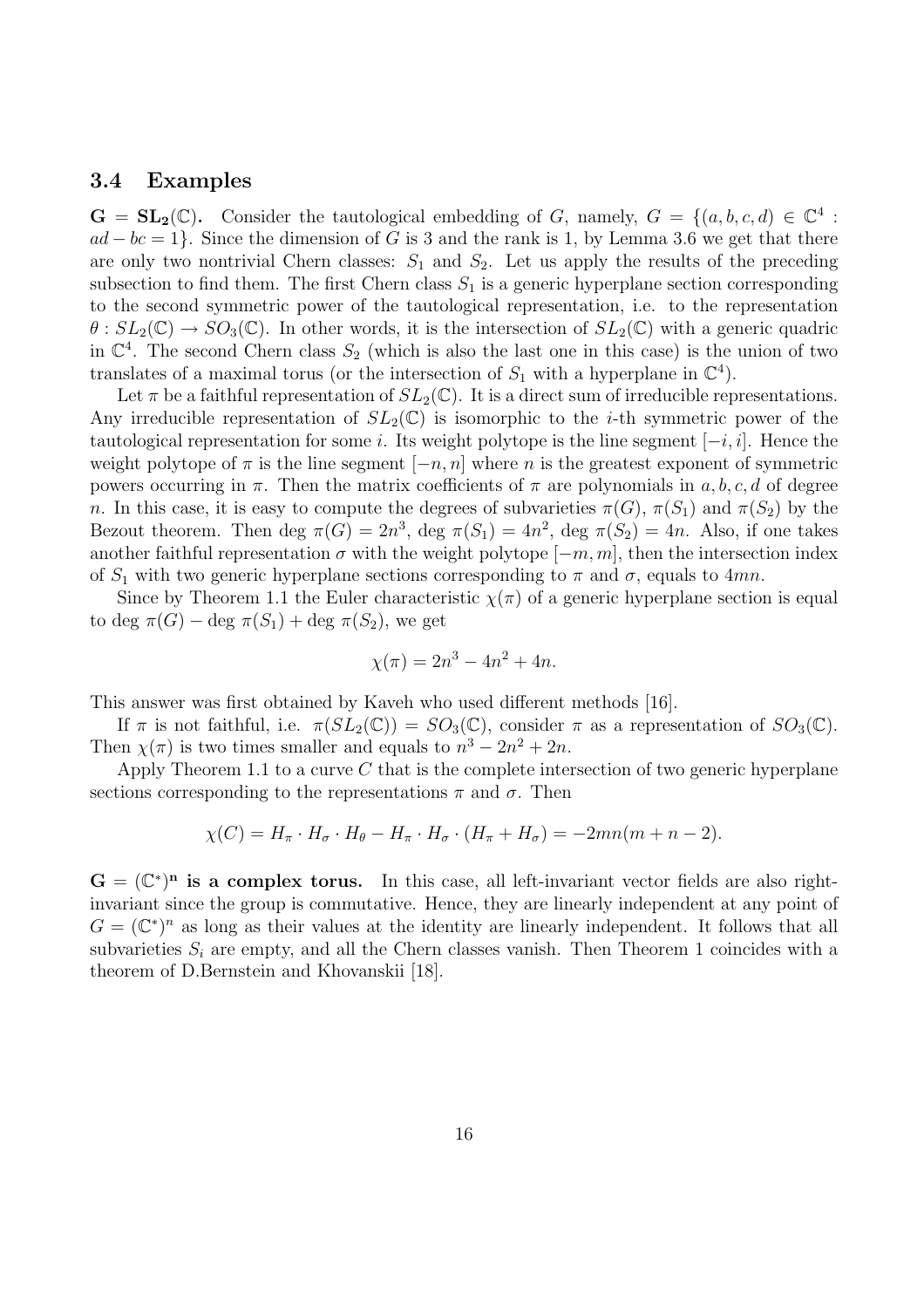### 3.4 Examples

$\mathbf{G = SL_2(\mathbb{C})}$**.** Consider the tautological embedding of $G$, namely, $G = \{(a,b,c,d) \in \mathbb{C}^4 : ad - bc = 1\}$. Since the dimension of $G$ is 3 and the rank is 1, by Lemma 3.6 we get that there are only two nontrivial Chern classes: $S_1$ and $S_2$. Let us apply the results of the preceding subsection to find them. The first Chern class $S_1$ is a generic hyperplane section corresponding to the second symmetric power of the tautological representation, i.e. to the representation $\theta : SL_2(\mathbb{C}) \to SO_3(\mathbb{C})$. In other words, it is the intersection of $SL_2(\mathbb{C})$ with a generic quadric in $\mathbb{C}^4$. The second Chern class $S_2$ (which is also the last one in this case) is the union of two translates of a maximal torus (or the intersection of $S_1$ with a hyperplane in $\mathbb{C}^4$).

Let $\pi$ be a faithful representation of $SL_2(\mathbb{C})$. It is a direct sum of irreducible representations. Any irreducible representation of $SL_2(\mathbb{C})$ is isomorphic to the $i$-th symmetric power of the tautological representation for some $i$. Its weight polytope is the line segment $[-i, i]$. Hence the weight polytope of $\pi$ is the line segment $[-n, n]$ where $n$ is the greatest exponent of symmetric powers occurring in $\pi$. Then the matrix coefficients of $\pi$ are polynomials in $a, b, c, d$ of degree $n$. In this case, it is easy to compute the degrees of subvarieties $\pi(G)$, $\pi(S_1)$ and $\pi(S_2)$ by the Bezout theorem. Then $\deg\,\pi(G) = 2n^3$, $\deg\,\pi(S_1) = 4n^2$, $\deg\,\pi(S_2) = 4n$. Also, if one takes another faithful representation $\sigma$ with the weight polytope $[-m, m]$, then the intersection index of $S_1$ with two generic hyperplane sections corresponding to $\pi$ and $\sigma$, equals to $4mn$.

Since by Theorem 1.1 the Euler characteristic $\chi(\pi)$ of a generic hyperplane section is equal to $\deg\,\pi(G) - \deg\,\pi(S_1) + \deg\,\pi(S_2)$, we get

$$\chi(\pi) = 2n^3 - 4n^2 + 4n.$$

This answer was first obtained by Kaveh who used different methods [16].

If $\pi$ is not faithful, i.e. $\pi(SL_2(\mathbb{C})) = SO_3(\mathbb{C})$, consider $\pi$ as a representation of $SO_3(\mathbb{C})$. Then $\chi(\pi)$ is two times smaller and equals to $n^3 - 2n^2 + 2n$.

Apply Theorem 1.1 to a curve $C$ that is the complete intersection of two generic hyperplane sections corresponding to the representations $\pi$ and $\sigma$. Then

$$\chi(C) = H_\pi \cdot H_\sigma \cdot H_\theta - H_\pi \cdot H_\sigma \cdot (H_\pi + H_\sigma) = -2mn(m + n - 2).$$

$\mathbf{G = (\mathbb{C}^*)^n}$ **is a complex torus.** In this case, all left-invariant vector fields are also right-invariant since the group is commutative. Hence, they are linearly independent at any point of $G = (\mathbb{C}^*)^n$ as long as their values at the identity are linearly independent. It follows that all subvarieties $S_i$ are empty, and all the Chern classes vanish. Then Theorem 1 coincides with a theorem of D.Bernstein and Khovanskii [18].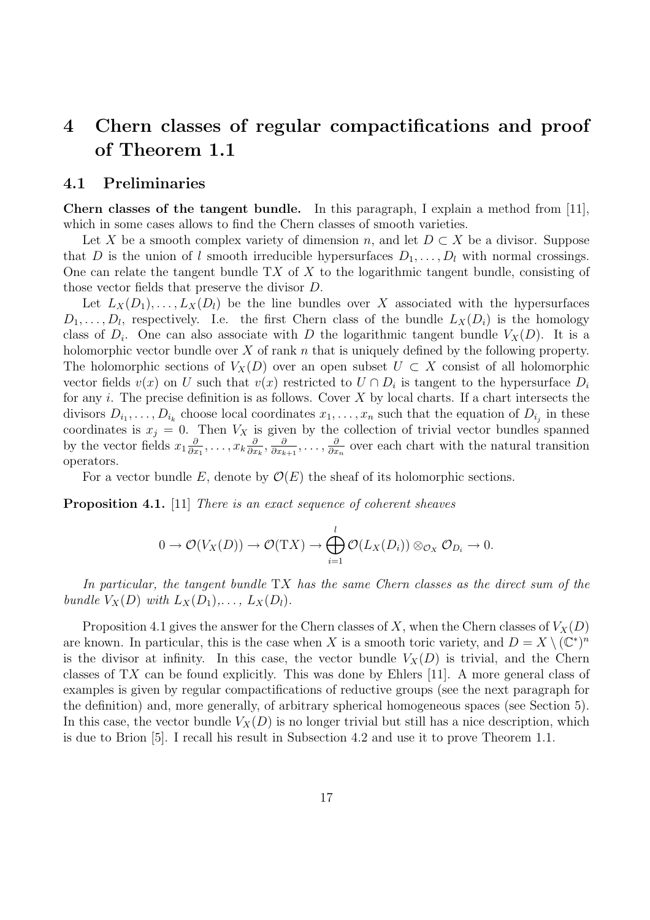# 4 Chern classes of regular compactifications and proof of Theorem 1.1

## 4.1 Preliminaries

**Chern classes of the tangent bundle.** In this paragraph, I explain a method from [11], which in some cases allows to find the Chern classes of smooth varieties.

Let $X$ be a smooth complex variety of dimension $n$, and let $D \subset X$ be a divisor. Suppose that $D$ is the union of $l$ smooth irreducible hypersurfaces $D_1, \ldots, D_l$ with normal crossings. One can relate the tangent bundle $\mathrm{T}X$ of $X$ to the logarithmic tangent bundle, consisting of those vector fields that preserve the divisor $D$.

Let $L_X(D_1), \ldots, L_X(D_l)$ be the line bundles over $X$ associated with the hypersurfaces $D_1, \ldots, D_l$, respectively. I.e. the first Chern class of the bundle $L_X(D_i)$ is the homology class of $D_i$. One can also associate with $D$ the logarithmic tangent bundle $V_X(D)$. It is a holomorphic vector bundle over $X$ of rank $n$ that is uniquely defined by the following property. The holomorphic sections of $V_X(D)$ over an open subset $U \subset X$ consist of all holomorphic vector fields $v(x)$ on $U$ such that $v(x)$ restricted to $U \cap D_i$ is tangent to the hypersurface $D_i$ for any $i$. The precise definition is as follows. Cover $X$ by local charts. If a chart intersects the divisors $D_{i_1}, \ldots, D_{i_k}$ choose local coordinates $x_1, \ldots, x_n$ such that the equation of $D_{i_j}$ in these coordinates is $x_j = 0$. Then $V_X$ is given by the collection of trivial vector bundles spanned by the vector fields $x_1\frac{\partial}{\partial x_1}, \ldots, x_k\frac{\partial}{\partial x_k}, \frac{\partial}{\partial x_{k+1}}, \ldots, \frac{\partial}{\partial x_n}$ over each chart with the natural transition operators.

For a vector bundle $E$, denote by $\mathcal{O}(E)$ the sheaf of its holomorphic sections.

**Proposition 4.1.** [11] *There is an exact sequence of coherent sheaves*

$$0 \to \mathcal{O}(V_X(D)) \to \mathcal{O}(\mathrm{T}X) \to \bigoplus_{i=1}^{l} \mathcal{O}(L_X(D_i)) \otimes_{\mathcal{O}_X} \mathcal{O}_{D_i} \to 0.$$

*In particular, the tangent bundle $\mathrm{T}X$ has the same Chern classes as the direct sum of the bundle $V_X(D)$ with $L_X(D_1), \ldots, L_X(D_l)$.*

Proposition 4.1 gives the answer for the Chern classes of $X$, when the Chern classes of $V_X(D)$ are known. In particular, this is the case when $X$ is a smooth toric variety, and $D = X \setminus (\mathbb{C}^*)^n$ is the divisor at infinity. In this case, the vector bundle $V_X(D)$ is trivial, and the Chern classes of $\mathrm{T}X$ can be found explicitly. This was done by Ehlers [11]. A more general class of examples is given by regular compactifications of reductive groups (see the next paragraph for the definition) and, more generally, of arbitrary spherical homogeneous spaces (see Section 5). In this case, the vector bundle $V_X(D)$ is no longer trivial but still has a nice description, which is due to Brion [5]. I recall his result in Subsection 4.2 and use it to prove Theorem 1.1.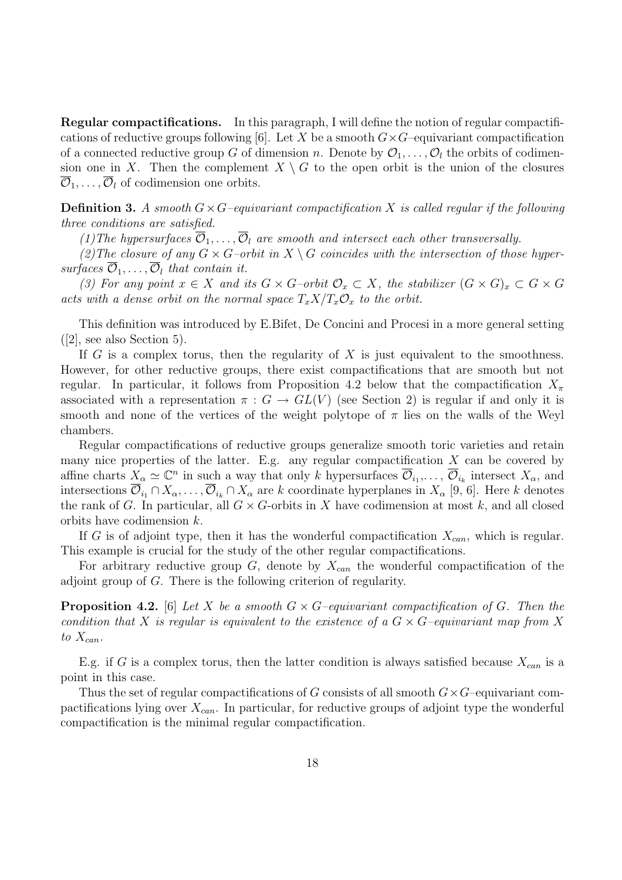**Regular compactifications.** In this paragraph, I will define the notion of regular compactifications of reductive groups following [6]. Let $X$ be a smooth $G\times G$–equivariant compactification of a connected reductive group $G$ of dimension $n$. Denote by $\mathcal{O}_1,\ldots,\mathcal{O}_l$ the orbits of codimension one in $X$. Then the complement $X\setminus G$ to the open orbit is the union of the closures $\overline{\mathcal{O}}_1,\ldots,\overline{\mathcal{O}}_l$ of codimension one orbits.

**Definition 3.** *A smooth $G\times G$–equivariant compactification $X$ is called regular if the following three conditions are satisfied.*

*(1)The hypersurfaces $\overline{\mathcal{O}}_1,\ldots,\overline{\mathcal{O}}_l$ are smooth and intersect each other transversally.*

*(2)The closure of any $G\times G$–orbit in $X\setminus G$ coincides with the intersection of those hypersurfaces $\overline{\mathcal{O}}_1,\ldots,\overline{\mathcal{O}}_l$ that contain it.*

*(3) For any point $x\in X$ and its $G\times G$–orbit $\mathcal{O}_x\subset X$, the stabilizer $(G\times G)_x\subset G\times G$ acts with a dense orbit on the normal space $T_xX/T_x\mathcal{O}_x$ to the orbit.*

This definition was introduced by E.Bifet, De Concini and Procesi in a more general setting ([2], see also Section 5).

If $G$ is a complex torus, then the regularity of $X$ is just equivalent to the smoothness. However, for other reductive groups, there exist compactifications that are smooth but not regular. In particular, it follows from Proposition 4.2 below that the compactification $X_\pi$ associated with a representation $\pi: G\to GL(V)$ (see Section 2) is regular if and only it is smooth and none of the vertices of the weight polytope of $\pi$ lies on the walls of the Weyl chambers.

Regular compactifications of reductive groups generalize smooth toric varieties and retain many nice properties of the latter. E.g. any regular compactification $X$ can be covered by affine charts $X_\alpha\simeq\mathbb{C}^n$ in such a way that only $k$ hypersurfaces $\overline{\mathcal{O}}_{i_1},\ldots,\overline{\mathcal{O}}_{i_k}$ intersect $X_\alpha$, and intersections $\overline{\mathcal{O}}_{i_1}\cap X_\alpha,\ldots,\overline{\mathcal{O}}_{i_k}\cap X_\alpha$ are $k$ coordinate hyperplanes in $X_\alpha$ [9, 6]. Here $k$ denotes the rank of $G$. In particular, all $G\times G$-orbits in $X$ have codimension at most $k$, and all closed orbits have codimension $k$.

If $G$ is of adjoint type, then it has the wonderful compactification $X_{can}$, which is regular. This example is crucial for the study of the other regular compactifications.

For arbitrary reductive group $G$, denote by $X_{can}$ the wonderful compactification of the adjoint group of $G$. There is the following criterion of regularity.

**Proposition 4.2.** [6] *Let $X$ be a smooth $G\times G$–equivariant compactification of $G$. Then the condition that $X$ is regular is equivalent to the existence of a $G\times G$–equivariant map from $X$ to $X_{can}$.*

E.g. if $G$ is a complex torus, then the latter condition is always satisfied because $X_{can}$ is a point in this case.

Thus the set of regular compactifications of $G$ consists of all smooth $G\times G$–equivariant compactifications lying over $X_{can}$. In particular, for reductive groups of adjoint type the wonderful compactification is the minimal regular compactification.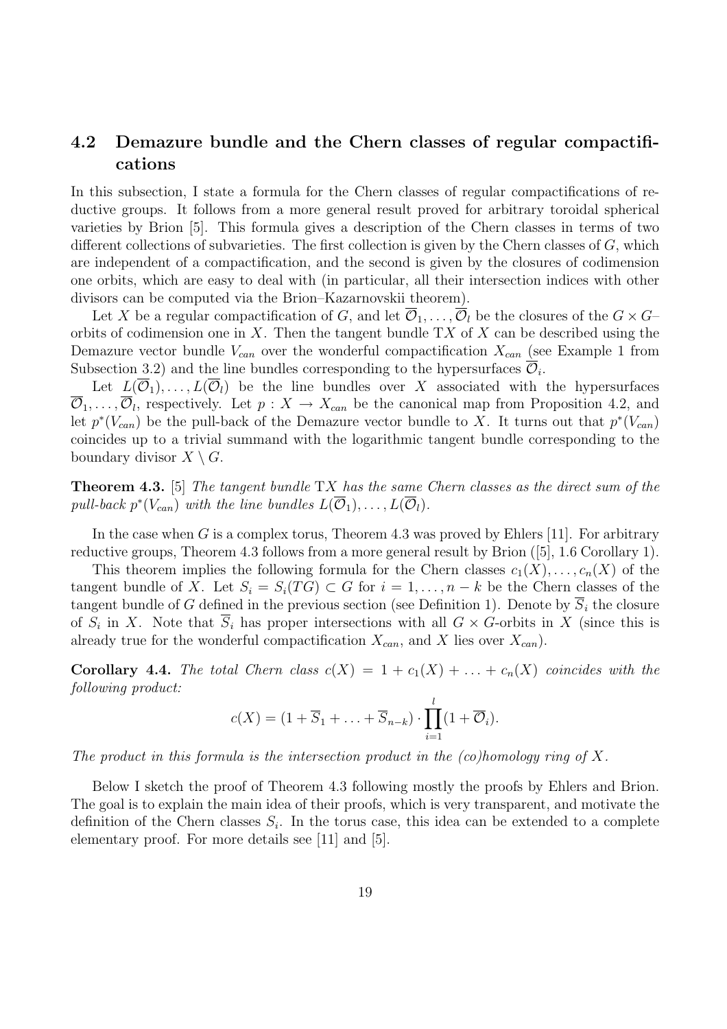### 4.2 Demazure bundle and the Chern classes of regular compactifications

In this subsection, I state a formula for the Chern classes of regular compactifications of reductive groups. It follows from a more general result proved for arbitrary toroidal spherical varieties by Brion [5]. This formula gives a description of the Chern classes in terms of two different collections of subvarieties. The first collection is given by the Chern classes of $G$, which are independent of a compactification, and the second is given by the closures of codimension one orbits, which are easy to deal with (in particular, all their intersection indices with other divisors can be computed via the Brion–Kazarnovskii theorem).

Let $X$ be a regular compactification of $G$, and let $\overline{\mathcal{O}}_1, \ldots, \overline{\mathcal{O}}_l$ be the closures of the $G \times G$–orbits of codimension one in $X$. Then the tangent bundle $\mathrm{T}X$ of $X$ can be described using the Demazure vector bundle $V_{can}$ over the wonderful compactification $X_{can}$ (see Example 1 from Subsection 3.2) and the line bundles corresponding to the hypersurfaces $\overline{\mathcal{O}}_i$.

Let $L(\overline{\mathcal{O}}_1), \ldots, L(\overline{\mathcal{O}}_l)$ be the line bundles over $X$ associated with the hypersurfaces $\overline{\mathcal{O}}_1, \ldots, \overline{\mathcal{O}}_l$, respectively. Let $p : X \to X_{can}$ be the canonical map from Proposition 4.2, and let $p^*(V_{can})$ be the pull-back of the Demazure vector bundle to $X$. It turns out that $p^*(V_{can})$ coincides up to a trivial summand with the logarithmic tangent bundle corresponding to the boundary divisor $X \setminus G$.

**Theorem 4.3.** [5] *The tangent bundle* $\mathrm{T}X$ *has the same Chern classes as the direct sum of the pull-back* $p^*(V_{can})$ *with the line bundles* $L(\overline{\mathcal{O}}_1), \ldots, L(\overline{\mathcal{O}}_l)$.

In the case when $G$ is a complex torus, Theorem 4.3 was proved by Ehlers [11]. For arbitrary reductive groups, Theorem 4.3 follows from a more general result by Brion ([5], 1.6 Corollary 1).

This theorem implies the following formula for the Chern classes $c_1(X), \ldots, c_n(X)$ of the tangent bundle of $X$. Let $S_i = S_i(TG) \subset G$ for $i = 1, \ldots, n-k$ be the Chern classes of the tangent bundle of $G$ defined in the previous section (see Definition 1). Denote by $\overline{S}_i$ the closure of $S_i$ in $X$. Note that $\overline{S}_i$ has proper intersections with all $G \times G$-orbits in $X$ (since this is already true for the wonderful compactification $X_{can}$, and $X$ lies over $X_{can}$).

**Corollary 4.4.** *The total Chern class* $c(X) = 1 + c_1(X) + \ldots + c_n(X)$ *coincides with the following product:*

$$c(X) = (1 + \overline{S}_1 + \ldots + \overline{S}_{n-k}) \cdot \prod_{i=1}^{l} (1 + \overline{\mathcal{O}}_i).$$

*The product in this formula is the intersection product in the (co)homology ring of* $X$.

Below I sketch the proof of Theorem 4.3 following mostly the proofs by Ehlers and Brion. The goal is to explain the main idea of their proofs, which is very transparent, and motivate the definition of the Chern classes $S_i$. In the torus case, this idea can be extended to a complete elementary proof. For more details see [11] and [5].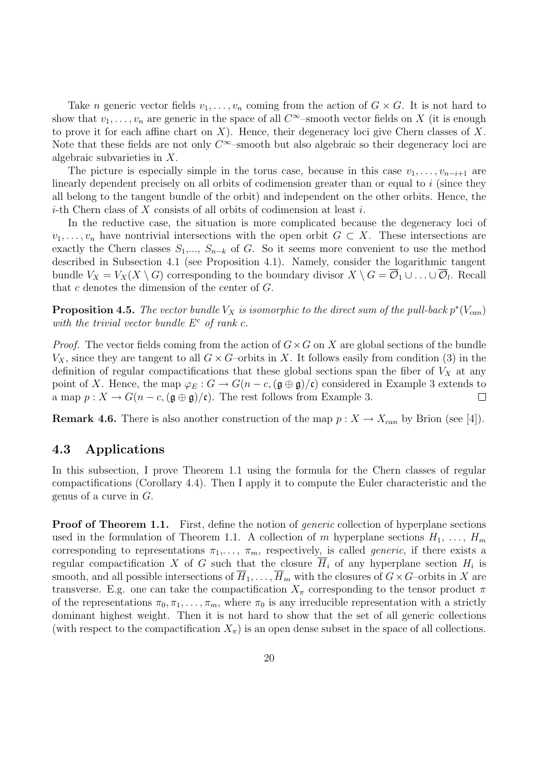Take $n$ generic vector fields $v_1, \ldots, v_n$ coming from the action of $G \times G$. It is not hard to show that $v_1, \ldots, v_n$ are generic in the space of all $C^\infty$–smooth vector fields on $X$ (it is enough to prove it for each affine chart on $X$). Hence, their degeneracy loci give Chern classes of $X$. Note that these fields are not only $C^\infty$–smooth but also algebraic so their degeneracy loci are algebraic subvarieties in $X$.

The picture is especially simple in the torus case, because in this case $v_1, \ldots, v_{n-i+1}$ are linearly dependent precisely on all orbits of codimension greater than or equal to $i$ (since they all belong to the tangent bundle of the orbit) and independent on the other orbits. Hence, the $i$-th Chern class of $X$ consists of all orbits of codimension at least $i$.

In the reductive case, the situation is more complicated because the degeneracy loci of $v_1, \ldots, v_n$ have nontrivial intersections with the open orbit $G \subset X$. These intersections are exactly the Chern classes $S_1, \ldots, S_{n-k}$ of $G$. So it seems more convenient to use the method described in Subsection 4.1 (see Proposition 4.1). Namely, consider the logarithmic tangent bundle $V_X = V_X(X \setminus G)$ corresponding to the boundary divisor $X \setminus G = \overline{\mathcal{O}}_1 \cup \ldots \cup \overline{\mathcal{O}}_l$. Recall that $c$ denotes the dimension of the center of $G$.

**Proposition 4.5.** *The vector bundle $V_X$ is isomorphic to the direct sum of the pull-back $p^*(V_{can})$ with the trivial vector bundle $E^c$ of rank $c$.*

*Proof.* The vector fields coming from the action of $G \times G$ on $X$ are global sections of the bundle $V_X$, since they are tangent to all $G \times G$–orbits in $X$. It follows easily from condition (3) in the definition of regular compactifications that these global sections span the fiber of $V_X$ at any point of $X$. Hence, the map $\varphi_E : G \to G(n-c, (\mathfrak{g} \oplus \mathfrak{g})/\mathfrak{c})$ considered in Example 3 extends to a map $p : X \to G(n-c, (\mathfrak{g} \oplus \mathfrak{g})/\mathfrak{c})$. The rest follows from Example 3. $\square$

**Remark 4.6.** There is also another construction of the map $p : X \to X_{can}$ by Brion (see [4]).

## 4.3 Applications

In this subsection, I prove Theorem 1.1 using the formula for the Chern classes of regular compactifications (Corollary 4.4). Then I apply it to compute the Euler characteristic and the genus of a curve in $G$.

**Proof of Theorem 1.1.** First, define the notion of *generic* collection of hyperplane sections used in the formulation of Theorem 1.1. A collection of $m$ hyperplane sections $H_1, \ldots, H_m$ corresponding to representations $\pi_1, \ldots, \pi_m$, respectively, is called *generic*, if there exists a regular compactification $X$ of $G$ such that the closure $\overline{H}_i$ of any hyperplane section $H_i$ is smooth, and all possible intersections of $\overline{H}_1, \ldots, \overline{H}_m$ with the closures of $G \times G$–orbits in $X$ are transverse. E.g. one can take the compactification $X_\pi$ corresponding to the tensor product $\pi$ of the representations $\pi_0, \pi_1, \ldots, \pi_m$, where $\pi_0$ is any irreducible representation with a strictly dominant highest weight. Then it is not hard to show that the set of all generic collections (with respect to the compactification $X_\pi$) is an open dense subset in the space of all collections.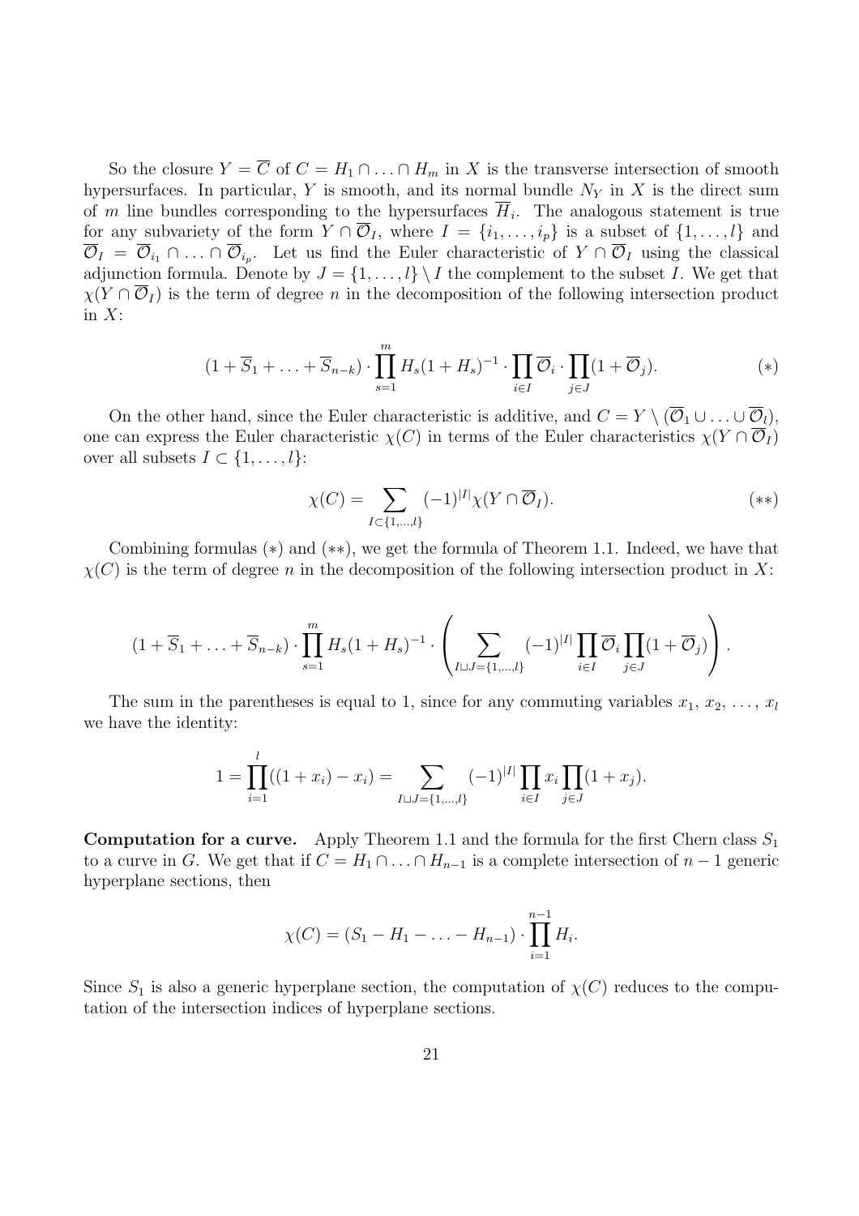So the closure $Y = \overline{C}$ of $C = H_1 \cap \ldots \cap H_m$ in $X$ is the transverse intersection of smooth hypersurfaces. In particular, $Y$ is smooth, and its normal bundle $N_Y$ in $X$ is the direct sum of $m$ line bundles corresponding to the hypersurfaces $\overline{H}_i$. The analogous statement is true for any subvariety of the form $Y \cap \overline{\mathcal{O}}_I$, where $I = \{i_1, \ldots, i_p\}$ is a subset of $\{1, \ldots, l\}$ and $\overline{\mathcal{O}}_I = \overline{\mathcal{O}}_{i_1} \cap \ldots \cap \overline{\mathcal{O}}_{i_p}$. Let us find the Euler characteristic of $Y \cap \overline{\mathcal{O}}_I$ using the classical adjunction formula. Denote by $J = \{1, \ldots, l\} \setminus I$ the complement to the subset $I$. We get that $\chi(Y \cap \overline{\mathcal{O}}_I)$ is the term of degree $n$ in the decomposition of the following intersection product in $X$:

$$(1 + \overline{S}_1 + \ldots + \overline{S}_{n-k}) \cdot \prod_{s=1}^{m} H_s(1 + H_s)^{-1} \cdot \prod_{i \in I} \overline{\mathcal{O}}_i \cdot \prod_{j \in J} (1 + \overline{\mathcal{O}}_j). \qquad (*)$$

On the other hand, since the Euler characteristic is additive, and $C = Y \setminus (\overline{\mathcal{O}}_1 \cup \ldots \cup \overline{\mathcal{O}}_l)$, one can express the Euler characteristic $\chi(C)$ in terms of the Euler characteristics $\chi(Y \cap \overline{\mathcal{O}}_I)$ over all subsets $I \subset \{1, \ldots, l\}$:

$$\chi(C) = \sum_{I \subset \{1, \ldots, l\}} (-1)^{|I|} \chi(Y \cap \overline{\mathcal{O}}_I). \qquad (**)$$

Combining formulas $(*)$ and $(**)$, we get the formula of Theorem 1.1. Indeed, we have that $\chi(C)$ is the term of degree $n$ in the decomposition of the following intersection product in $X$:

$$(1 + \overline{S}_1 + \ldots + \overline{S}_{n-k}) \cdot \prod_{s=1}^{m} H_s(1 + H_s)^{-1} \cdot \left( \sum_{I \sqcup J = \{1, \ldots, l\}} (-1)^{|I|} \prod_{i \in I} \overline{\mathcal{O}}_i \prod_{j \in J} (1 + \overline{\mathcal{O}}_j) \right).$$

The sum in the parentheses is equal to 1, since for any commuting variables $x_1, x_2, \ldots, x_l$ we have the identity:

$$1 = \prod_{i=1}^{l} ((1 + x_i) - x_i) = \sum_{I \sqcup J = \{1, \ldots, l\}} (-1)^{|I|} \prod_{i \in I} x_i \prod_{j \in J} (1 + x_j).$$

**Computation for a curve.** Apply Theorem 1.1 and the formula for the first Chern class $S_1$ to a curve in $G$. We get that if $C = H_1 \cap \ldots \cap H_{n-1}$ is a complete intersection of $n-1$ generic hyperplane sections, then

$$\chi(C) = (S_1 - H_1 - \ldots - H_{n-1}) \cdot \prod_{i=1}^{n-1} H_i.$$

Since $S_1$ is also a generic hyperplane section, the computation of $\chi(C)$ reduces to the computation of the intersection indices of hyperplane sections.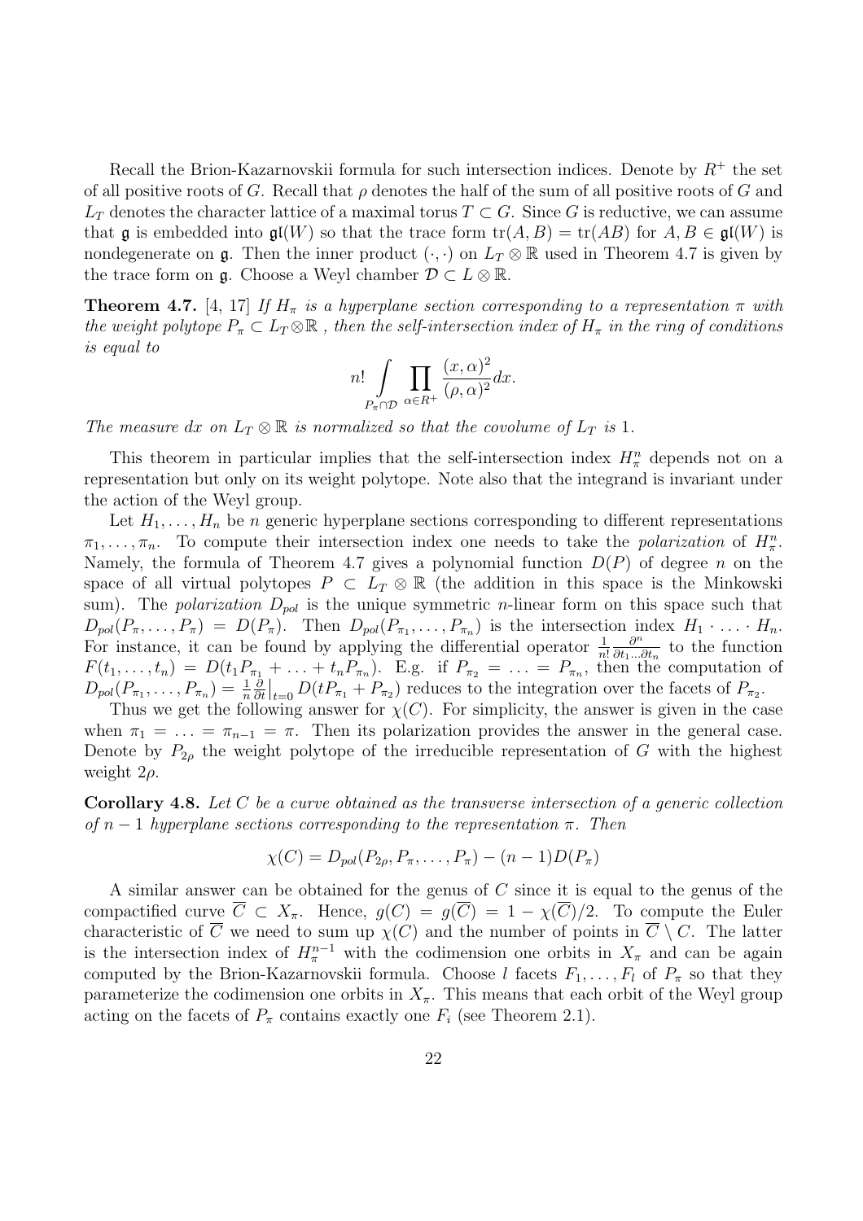Recall the Brion-Kazarnovskii formula for such intersection indices. Denote by $R^+$ the set of all positive roots of $G$. Recall that $\rho$ denotes the half of the sum of all positive roots of $G$ and $L_T$ denotes the character lattice of a maximal torus $T \subset G$. Since $G$ is reductive, we can assume that $\mathfrak{g}$ is embedded into $\mathfrak{gl}(W)$ so that the trace form $\mathrm{tr}(A, B) = \mathrm{tr}(AB)$ for $A, B \in \mathfrak{gl}(W)$ is nondegenerate on $\mathfrak{g}$. Then the inner product $(\cdot, \cdot)$ on $L_T \otimes \mathbb{R}$ used in Theorem 4.7 is given by the trace form on $\mathfrak{g}$. Choose a Weyl chamber $\mathcal{D} \subset L \otimes \mathbb{R}$.

**Theorem 4.7.** [4, 17] *If $H_\pi$ is a hyperplane section corresponding to a representation $\pi$ with the weight polytope $P_\pi \subset L_T \otimes \mathbb{R}$ , then the self-intersection index of $H_\pi$ in the ring of conditions is equal to*

$$n! \int\limits_{P_\pi \cap \mathcal{D}} \prod_{\alpha \in R^+} \frac{(x, \alpha)^2}{(\rho, \alpha)^2} dx.$$

*The measure $dx$ on $L_T \otimes \mathbb{R}$ is normalized so that the covolume of $L_T$ is 1.*

This theorem in particular implies that the self-intersection index $H_\pi^n$ depends not on a representation but only on its weight polytope. Note also that the integrand is invariant under the action of the Weyl group.

Let $H_1, \ldots, H_n$ be $n$ generic hyperplane sections corresponding to different representations $\pi_1, \ldots, \pi_n$. To compute their intersection index one needs to take the *polarization* of $H_\pi^n$. Namely, the formula of Theorem 4.7 gives a polynomial function $D(P)$ of degree $n$ on the space of all virtual polytopes $P \subset L_T \otimes \mathbb{R}$ (the addition in this space is the Minkowski sum). The *polarization* $D_{pol}$ is the unique symmetric $n$-linear form on this space such that $D_{pol}(P_\pi, \ldots, P_\pi) = D(P_\pi)$. Then $D_{pol}(P_{\pi_1}, \ldots, P_{\pi_n})$ is the intersection index $H_1 \cdot \ldots \cdot H_n$. For instance, it can be found by applying the differential operator $\frac{1}{n!}\frac{\partial^n}{\partial t_1 \ldots \partial t_n}$ to the function $F(t_1, \ldots, t_n) = D(t_1 P_{\pi_1} + \ldots + t_n P_{\pi_n})$. E.g. if $P_{\pi_2} = \ldots = P_{\pi_n}$, then the computation of $D_{pol}(P_{\pi_1}, \ldots, P_{\pi_n}) = \frac{1}{n}\frac{\partial}{\partial t}\big|_{t=0} D(tP_{\pi_1} + P_{\pi_2})$ reduces to the integration over the facets of $P_{\pi_2}$.

Thus we get the following answer for $\chi(C)$. For simplicity, the answer is given in the case when $\pi_1 = \ldots = \pi_{n-1} = \pi$. Then its polarization provides the answer in the general case. Denote by $P_{2\rho}$ the weight polytope of the irreducible representation of $G$ with the highest weight $2\rho$.

**Corollary 4.8.** *Let $C$ be a curve obtained as the transverse intersection of a generic collection of $n-1$ hyperplane sections corresponding to the representation $\pi$. Then*

$$\chi(C) = D_{pol}(P_{2\rho}, P_\pi, \ldots, P_\pi) - (n-1)D(P_\pi)$$

A similar answer can be obtained for the genus of $C$ since it is equal to the genus of the compactified curve $\overline{C} \subset X_\pi$. Hence, $g(C) = g(\overline{C}) = 1 - \chi(\overline{C})/2$. To compute the Euler characteristic of $\overline{C}$ we need to sum up $\chi(C)$ and the number of points in $\overline{C} \setminus C$. The latter is the intersection index of $H_\pi^{n-1}$ with the codimension one orbits in $X_\pi$ and can be again computed by the Brion-Kazarnovskii formula. Choose $l$ facets $F_1, \ldots, F_l$ of $P_\pi$ so that they parameterize the codimension one orbits in $X_\pi$. This means that each orbit of the Weyl group acting on the facets of $P_\pi$ contains exactly one $F_i$ (see Theorem 2.1).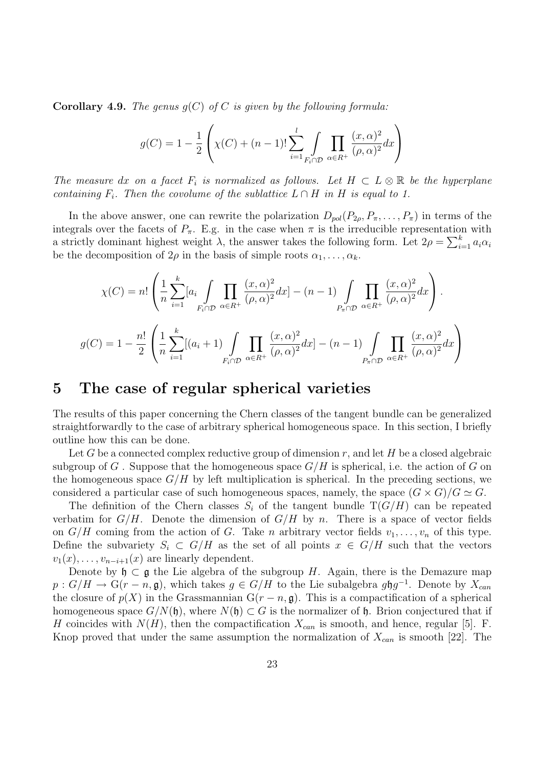**Corollary 4.9.** *The genus $g(C)$ of $C$ is given by the following formula:*

$$g(C) = 1 - \frac{1}{2}\left(\chi(C) + (n-1)!\sum_{i=1}^{l}\int_{F_i\cap\mathcal{D}}\prod_{\alpha\in R^+}\frac{(x,\alpha)^2}{(\rho,\alpha)^2}dx\right)$$

*The measure $dx$ on a facet $F_i$ is normalized as follows. Let $H \subset L\otimes\mathbb{R}$ be the hyperplane containing $F_i$. Then the covolume of the sublattice $L\cap H$ in $H$ is equal to 1.*

In the above answer, one can rewrite the polarization $D_{pol}(P_{2\rho}, P_\pi, \ldots, P_\pi)$ in terms of the integrals over the facets of $P_\pi$. E.g. in the case when $\pi$ is the irreducible representation with a strictly dominant highest weight $\lambda$, the answer takes the following form. Let $2\rho = \sum_{i=1}^{k} a_i\alpha_i$ be the decomposition of $2\rho$ in the basis of simple roots $\alpha_1, \ldots, \alpha_k$.

$$\chi(C) = n!\left(\frac{1}{n}\sum_{i=1}^{k}[a_i\int_{F_i\cap\mathcal{D}}\prod_{\alpha\in R^+}\frac{(x,\alpha)^2}{(\rho,\alpha)^2}dx] - (n-1)\int_{P_\pi\cap\mathcal{D}}\prod_{\alpha\in R^+}\frac{(x,\alpha)^2}{(\rho,\alpha)^2}dx\right).$$

$$g(C) = 1 - \frac{n!}{2}\left(\frac{1}{n}\sum_{i=1}^{k}[(a_i+1)\int_{F_i\cap\mathcal{D}}\prod_{\alpha\in R^+}\frac{(x,\alpha)^2}{(\rho,\alpha)^2}dx] - (n-1)\int_{P_\pi\cap\mathcal{D}}\prod_{\alpha\in R^+}\frac{(x,\alpha)^2}{(\rho,\alpha)^2}dx\right)$$

# 5 The case of regular spherical varieties

The results of this paper concerning the Chern classes of the tangent bundle can be generalized straightforwardly to the case of arbitrary spherical homogeneous space. In this section, I briefly outline how this can be done.

Let $G$ be a connected complex reductive group of dimension $r$, and let $H$ be a closed algebraic subgroup of $G$ . Suppose that the homogeneous space $G/H$ is spherical, i.e. the action of $G$ on the homogeneous space $G/H$ by left multiplication is spherical. In the preceding sections, we considered a particular case of such homogeneous spaces, namely, the space $(G\times G)/G \simeq G$.

The definition of the Chern classes $S_i$ of the tangent bundle $\mathrm{T}(G/H)$ can be repeated verbatim for $G/H$. Denote the dimension of $G/H$ by $n$. There is a space of vector fields on $G/H$ coming from the action of $G$. Take $n$ arbitrary vector fields $v_1, \ldots, v_n$ of this type. Define the subvariety $S_i \subset G/H$ as the set of all points $x \in G/H$ such that the vectors $v_1(x), \ldots, v_{n-i+1}(x)$ are linearly dependent.

Denote by $\mathfrak{h} \subset \mathfrak{g}$ the Lie algebra of the subgroup $H$. Again, there is the Demazure map $p : G/H \to \mathrm{G}(r-n, \mathfrak{g})$, which takes $g \in G/H$ to the Lie subalgebra $g\mathfrak{h}g^{-1}$. Denote by $X_{can}$ the closure of $p(X)$ in the Grassmannian $\mathrm{G}(r-n, \mathfrak{g})$. This is a compactification of a spherical homogeneous space $G/N(\mathfrak{h})$, where $N(\mathfrak{h}) \subset G$ is the normalizer of $\mathfrak{h}$. Brion conjectured that if $H$ coincides with $N(H)$, then the compactification $X_{can}$ is smooth, and hence, regular [5]. F. Knop proved that under the same assumption the normalization of $X_{can}$ is smooth [22]. The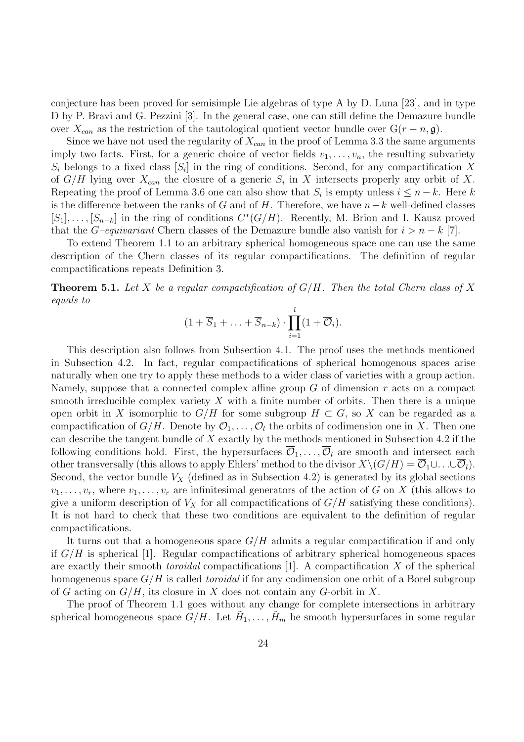conjecture has been proved for semisimple Lie algebras of type A by D. Luna [23], and in type D by P. Bravi and G. Pezzini [3]. In the general case, one can still define the Demazure bundle over $X_{can}$ as the restriction of the tautological quotient vector bundle over $\mathrm{G}(r-n,\mathfrak{g})$.

Since we have not used the regularity of $X_{can}$ in the proof of Lemma 3.3 the same arguments imply two facts. First, for a generic choice of vector fields $v_1,\ldots,v_n$, the resulting subvariety $S_i$ belongs to a fixed class $[S_i]$ in the ring of conditions. Second, for any compactification $X$ of $G/H$ lying over $X_{can}$ the closure of a generic $S_i$ in $X$ intersects properly any orbit of $X$. Repeating the proof of Lemma 3.6 one can also show that $S_i$ is empty unless $i\le n-k$. Here $k$ is the difference between the ranks of $G$ and of $H$. Therefore, we have $n-k$ well-defined classes $[S_1],\ldots,[S_{n-k}]$ in the ring of conditions $C^*(G/H)$. Recently, M. Brion and I. Kausz proved that the $G$*–equivariant* Chern classes of the Demazure bundle also vanish for $i>n-k$ [7].

To extend Theorem 1.1 to an arbitrary spherical homogeneous space one can use the same description of the Chern classes of its regular compactifications. The definition of regular compactifications repeats Definition 3.

**Theorem 5.1.** *Let $X$ be a regular compactification of $G/H$. Then the total Chern class of $X$ equals to*

$$(1+\overline{S}_1+\ldots+\overline{S}_{n-k})\cdot\prod_{i=1}^{l}(1+\overline{\mathcal{O}}_i).$$

This description also follows from Subsection 4.1. The proof uses the methods mentioned in Subsection 4.2. In fact, regular compactifications of spherical homogeneous spaces arise naturally when one try to apply these methods to a wider class of varieties with a group action. Namely, suppose that a connected complex affine group $G$ of dimension $r$ acts on a compact smooth irreducible complex variety $X$ with a finite number of orbits. Then there is a unique open orbit in $X$ isomorphic to $G/H$ for some subgroup $H\subset G$, so $X$ can be regarded as a compactification of $G/H$. Denote by $\mathcal{O}_1,\ldots,\mathcal{O}_l$ the orbits of codimension one in $X$. Then one can describe the tangent bundle of $X$ exactly by the methods mentioned in Subsection 4.2 if the following conditions hold. First, the hypersurfaces $\overline{\mathcal{O}}_1,\ldots,\overline{\mathcal{O}}_l$ are smooth and intersect each other transversally (this allows to apply Ehlers' method to the divisor $X\backslash(G/H)=\overline{\mathcal{O}}_1\cup\ldots\cup\overline{\mathcal{O}}_l$). Second, the vector bundle $V_X$ (defined as in Subsection 4.2) is generated by its global sections $v_1,\ldots,v_r$, where $v_1,\ldots,v_r$ are infinitesimal generators of the action of $G$ on $X$ (this allows to give a uniform description of $V_X$ for all compactifications of $G/H$ satisfying these conditions). It is not hard to check that these two conditions are equivalent to the definition of regular compactifications.

It turns out that a homogeneous space $G/H$ admits a regular compactification if and only if $G/H$ is spherical [1]. Regular compactifications of arbitrary spherical homogeneous spaces are exactly their smooth *toroidal* compactifications [1]. A compactification $X$ of the spherical homogeneous space $G/H$ is called *toroidal* if for any codimension one orbit of a Borel subgroup of $G$ acting on $G/H$, its closure in $X$ does not contain any $G$-orbit in $X$.

The proof of Theorem 1.1 goes without any change for complete intersections in arbitrary spherical homogeneous space $G/H$. Let $\tilde{H}_1,\ldots,\tilde{H}_m$ be smooth hypersurfaces in some regular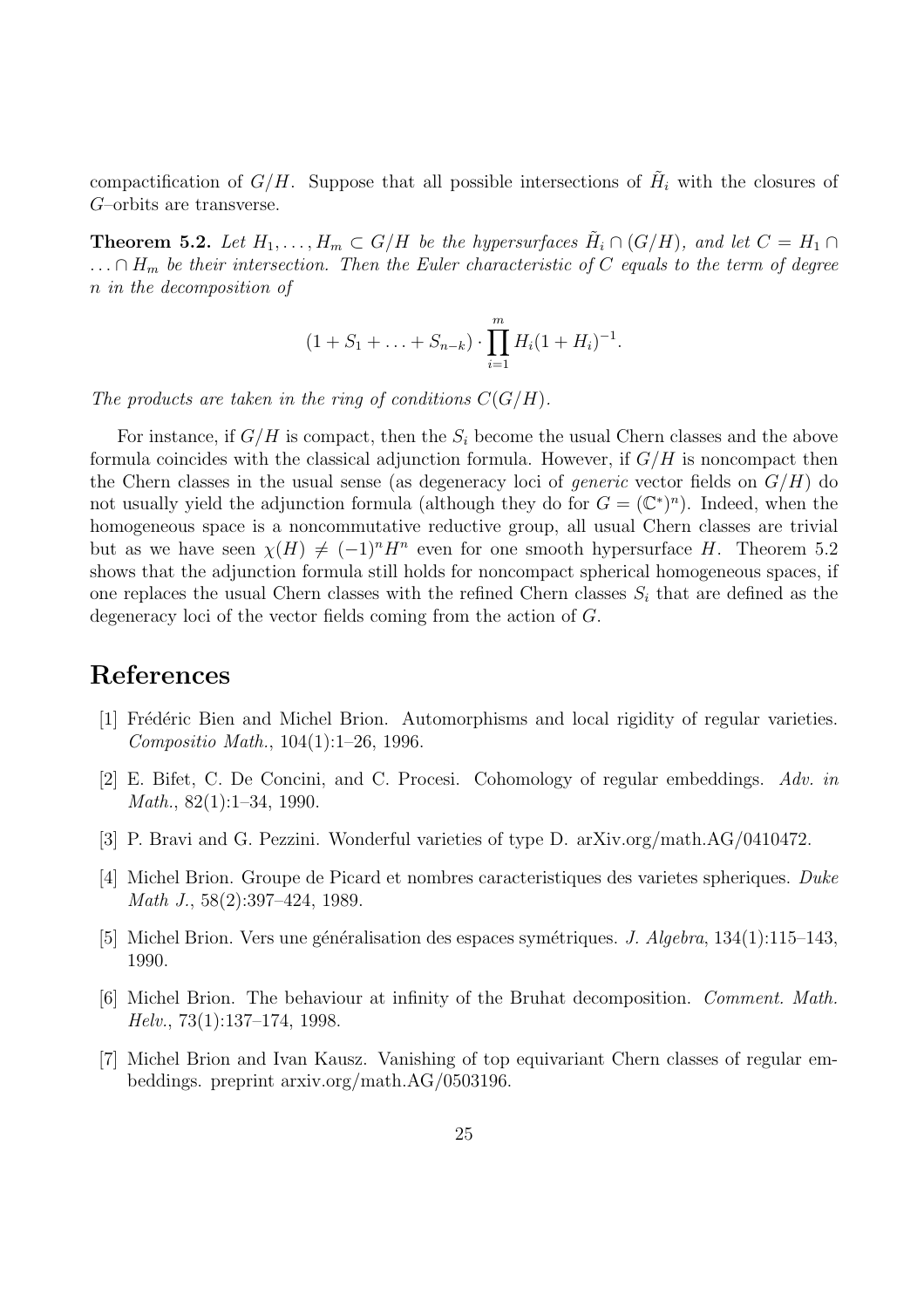compactification of $G/H$. Suppose that all possible intersections of $\tilde{H}_i$ with the closures of $G$–orbits are transverse.

**Theorem 5.2.** *Let $H_1, \ldots, H_m \subset G/H$ be the hypersurfaces $\tilde{H}_i \cap (G/H)$, and let $C = H_1 \cap \ldots \cap H_m$ be their intersection. Then the Euler characteristic of $C$ equals to the term of degree $n$ in the decomposition of*

$$(1 + S_1 + \ldots + S_{n-k}) \cdot \prod_{i=1}^{m} H_i(1 + H_i)^{-1}.$$

*The products are taken in the ring of conditions $C(G/H)$.*

For instance, if $G/H$ is compact, then the $S_i$ become the usual Chern classes and the above formula coincides with the classical adjunction formula. However, if $G/H$ is noncompact then the Chern classes in the usual sense (as degeneracy loci of *generic* vector fields on $G/H$) do not usually yield the adjunction formula (although they do for $G = (\mathbb{C}^*)^n$). Indeed, when the homogeneous space is a noncommutative reductive group, all usual Chern classes are trivial but as we have seen $\chi(H) \neq (-1)^n H^n$ even for one smooth hypersurface $H$. Theorem 5.2 shows that the adjunction formula still holds for noncompact spherical homogeneous spaces, if one replaces the usual Chern classes with the refined Chern classes $S_i$ that are defined as the degeneracy loci of the vector fields coming from the action of $G$.

# References

[1] Frédéric Bien and Michel Brion. Automorphisms and local rigidity of regular varieties. *Compositio Math.*, 104(1):1–26, 1996.

[2] E. Bifet, C. De Concini, and C. Procesi. Cohomology of regular embeddings. *Adv. in Math.*, 82(1):1–34, 1990.

[3] P. Bravi and G. Pezzini. Wonderful varieties of type D. arXiv.org/math.AG/0410472.

[4] Michel Brion. Groupe de Picard et nombres caracteristiques des varietes spheriques. *Duke Math J.*, 58(2):397–424, 1989.

[5] Michel Brion. Vers une généralisation des espaces symétriques. *J. Algebra*, 134(1):115–143, 1990.

[6] Michel Brion. The behaviour at infinity of the Bruhat decomposition. *Comment. Math. Helv.*, 73(1):137–174, 1998.

[7] Michel Brion and Ivan Kausz. Vanishing of top equivariant Chern classes of regular embeddings. preprint arxiv.org/math.AG/0503196.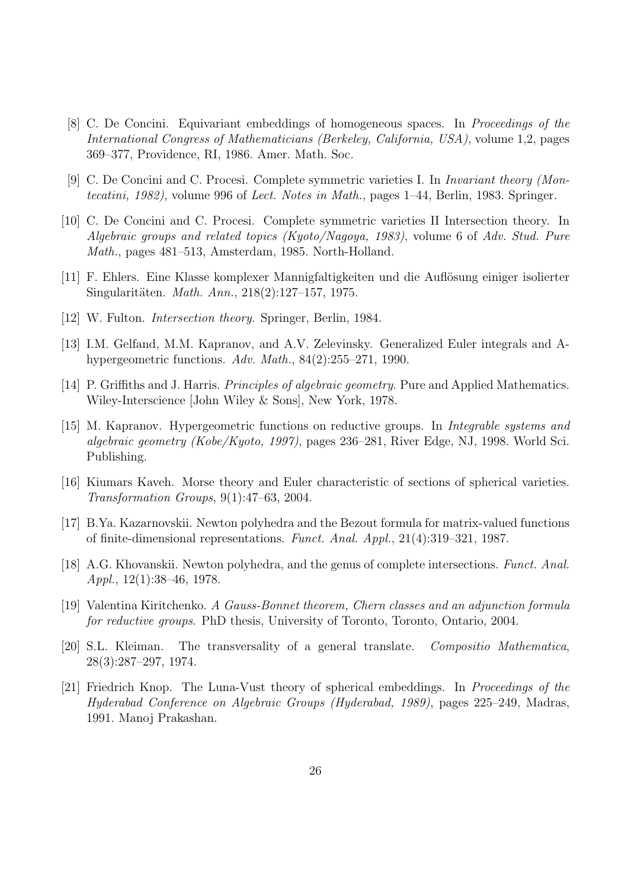[8] C. De Concini. Equivariant embeddings of homogeneous spaces. In *Proceedings of the International Congress of Mathematicians (Berkeley, California, USA)*, volume 1,2, pages 369–377, Providence, RI, 1986. Amer. Math. Soc.

[9] C. De Concini and C. Procesi. Complete symmetric varieties I. In *Invariant theory (Montecatini, 1982)*, volume 996 of *Lect. Notes in Math.*, pages 1–44, Berlin, 1983. Springer.

[10] C. De Concini and C. Procesi. Complete symmetric varieties II Intersection theory. In *Algebraic groups and related topics (Kyoto/Nagoya, 1983)*, volume 6 of *Adv. Stud. Pure Math.*, pages 481–513, Amsterdam, 1985. North-Holland.

[11] F. Ehlers. Eine Klasse komplexer Mannigfaltigkeiten und die Auflösung einiger isolierter Singularitäten. *Math. Ann.*, 218(2):127–157, 1975.

[12] W. Fulton. *Intersection theory.* Springer, Berlin, 1984.

[13] I.M. Gelfand, M.M. Kapranov, and A.V. Zelevinsky. Generalized Euler integrals and A-hypergeometric functions. *Adv. Math.*, 84(2):255–271, 1990.

[14] P. Griffiths and J. Harris. *Principles of algebraic geometry.* Pure and Applied Mathematics. Wiley-Interscience [John Wiley & Sons], New York, 1978.

[15] M. Kapranov. Hypergeometric functions on reductive groups. In *Integrable systems and algebraic geometry (Kobe/Kyoto, 1997)*, pages 236–281, River Edge, NJ, 1998. World Sci. Publishing.

[16] Kiumars Kaveh. Morse theory and Euler characteristic of sections of spherical varieties. *Transformation Groups*, 9(1):47–63, 2004.

[17] B.Ya. Kazarnovskii. Newton polyhedra and the Bezout formula for matrix-valued functions of finite-dimensional representations. *Funct. Anal. Appl.*, 21(4):319–321, 1987.

[18] A.G. Khovanskii. Newton polyhedra, and the genus of complete intersections. *Funct. Anal. Appl.*, 12(1):38–46, 1978.

[19] Valentina Kiritchenko. *A Gauss-Bonnet theorem, Chern classes and an adjunction formula for reductive groups.* PhD thesis, University of Toronto, Toronto, Ontario, 2004.

[20] S.L. Kleiman. The transversality of a general translate. *Compositio Mathematica*, 28(3):287–297, 1974.

[21] Friedrich Knop. The Luna-Vust theory of spherical embeddings. In *Proceedings of the Hyderabad Conference on Algebraic Groups (Hyderabad, 1989)*, pages 225–249, Madras, 1991. Manoj Prakashan.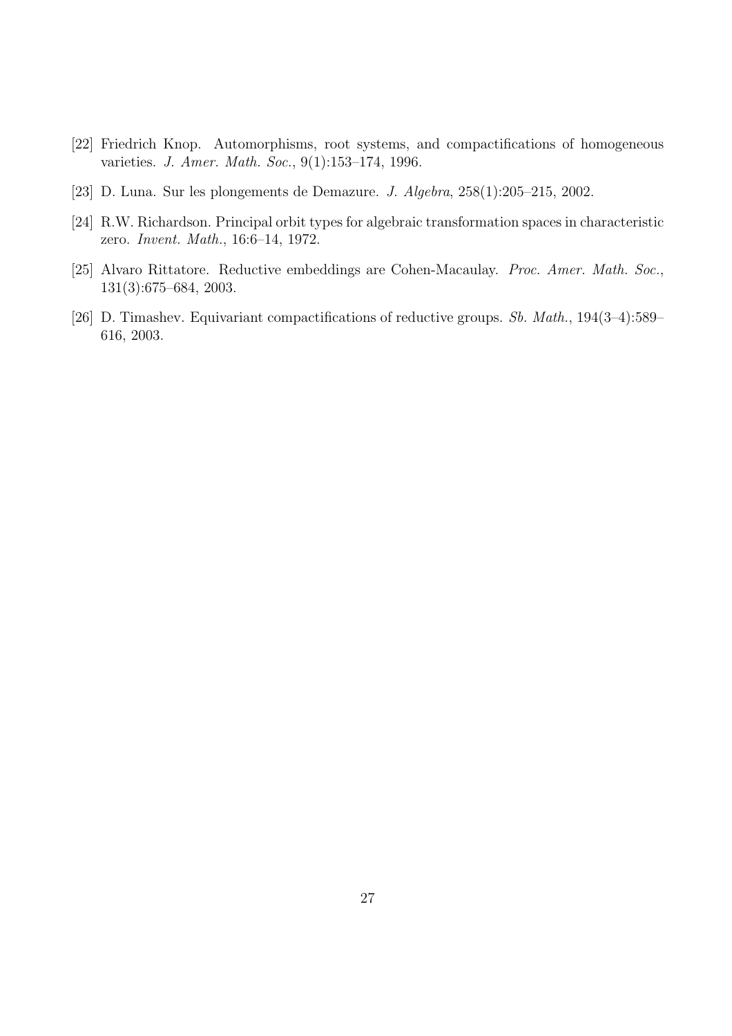[22] Friedrich Knop. Automorphisms, root systems, and compactifications of homogeneous varieties. *J. Amer. Math. Soc.*, 9(1):153–174, 1996.

[23] D. Luna. Sur les plongements de Demazure. *J. Algebra*, 258(1):205–215, 2002.

[24] R.W. Richardson. Principal orbit types for algebraic transformation spaces in characteristic zero. *Invent. Math.*, 16:6–14, 1972.

[25] Alvaro Rittatore. Reductive embeddings are Cohen-Macaulay. *Proc. Amer. Math. Soc.*, 131(3):675–684, 2003.

[26] D. Timashev. Equivariant compactifications of reductive groups. *Sb. Math.*, 194(3–4):589–616, 2003.